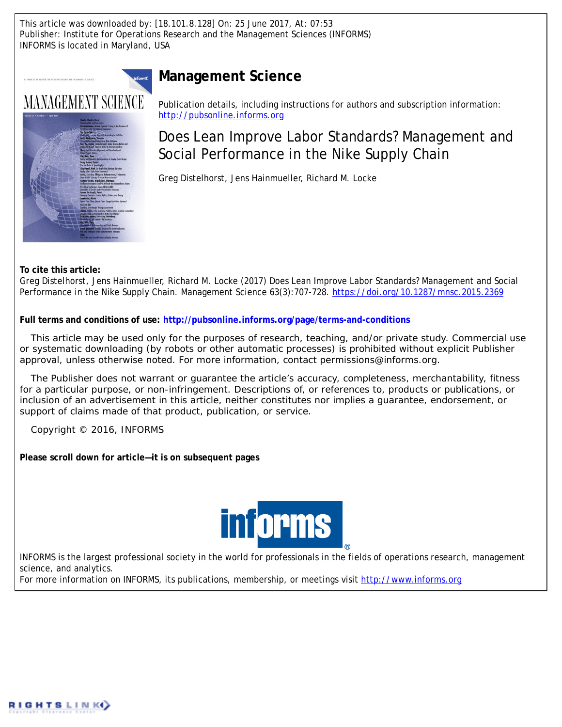This article was downloaded by: [18.101.8.128] On: 25 June 2017, At: 07:53
Publisher: Institute for Operations Research and the Management Sciences (INFORMS)
INFORMS is located in Maryland, USA

# Management Science

Publication details, including instructions for authors and subscription information:
http://pubsonline.informs.org

## Does Lean Improve Labor Standards? Management and Social Performance in the Nike Supply Chain

Greg Distelhorst, Jens Hainmueller, Richard M. Locke

**To cite this article:**

Greg Distelhorst, Jens Hainmueller, Richard M. Locke (2017) Does Lean Improve Labor Standards? Management and Social Performance in the Nike Supply Chain. Management Science 63(3):707-728. https://doi.org/10.1287/mnsc.2015.2369

**Full terms and conditions of use: http://pubsonline.informs.org/page/terms-and-conditions**

This article may be used only for the purposes of research, teaching, and/or private study. Commercial use or systematic downloading (by robots or other automatic processes) is prohibited without explicit Publisher approval, unless otherwise noted. For more information, contact permissions@informs.org.

The Publisher does not warrant or guarantee the article's accuracy, completeness, merchantability, fitness for a particular purpose, or non-infringement. Descriptions of, or references to, products or publications, or inclusion of an advertisement in this article, neither constitutes nor implies a guarantee, endorsement, or support of claims made of that product, publication, or service.

Copyright © 2016, INFORMS

**Please scroll down for article—it is on subsequent pages**

INFORMS is the largest professional society in the world for professionals in the fields of operations research, management science, and analytics.
For more information on INFORMS, its publications, membership, or meetings visit http://www.informs.org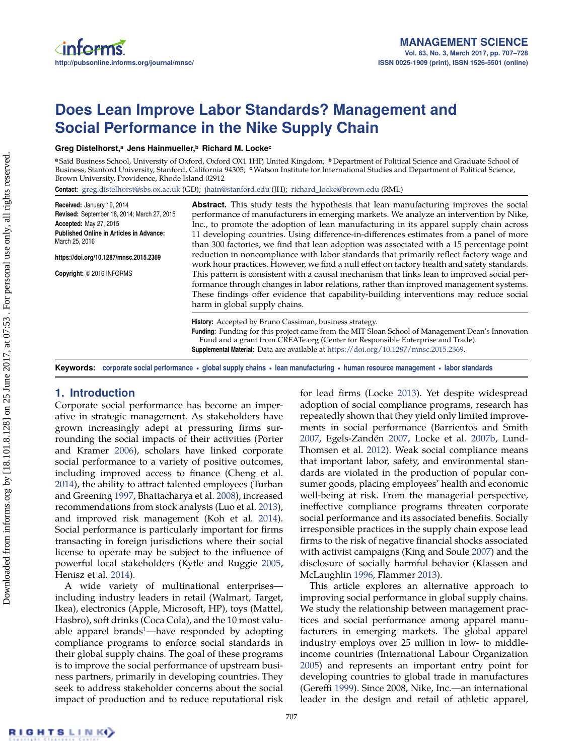# Does Lean Improve Labor Standards? Management and Social Performance in the Nike Supply Chain

**Greg Distelhorst,[a] Jens Hainmueller,[b] Richard M. Locke[c]**

[a] Saïd Business School, University of Oxford, Oxford OX1 1HP, United Kingdom; [b] Department of Political Science and Graduate School of Business, Stanford University, Stanford, California 94305; [c] Watson Institute for International Studies and Department of Political Science, Brown University, Providence, Rhode Island 02912

**Contact:** greg.distelhorst@sbs.ox.ac.uk (GD); jhain@stanford.edu (JH); richard_locke@brown.edu (RML)

**Received:** January 19, 2014
**Revised:** September 18, 2014; March 27, 2015
**Accepted:** May 27, 2015
**Published Online in Articles in Advance:** March 25, 2016

https://doi.org/10.1287/mnsc.2015.2369

**Copyright:** © 2016 INFORMS

**Abstract.** This study tests the hypothesis that lean manufacturing improves the social performance of manufacturers in emerging markets. We analyze an intervention by Nike, Inc., to promote the adoption of lean manufacturing in its apparel supply chain across 11 developing countries. Using difference-in-differences estimates from a panel of more than 300 factories, we find that lean adoption was associated with a 15 percentage point reduction in noncompliance with labor standards that primarily reflect factory wage and work hour practices. However, we find a null effect on factory health and safety standards. This pattern is consistent with a causal mechanism that links lean to improved social performance through changes in labor relations, rather than improved management systems. These findings offer evidence that capability-building interventions may reduce social harm in global supply chains.

**History:** Accepted by Bruno Cassiman, business strategy.
**Funding:** Funding for this project came from the MIT Sloan School of Management Dean's Innovation Fund and a grant from CREATe.org (Center for Responsible Enterprise and Trade).
**Supplemental Material:** Data are available at https://doi.org/10.1287/mnsc.2015.2369.

**Keywords:** corporate social performance • global supply chains • lean manufacturing • human resource management • labor standards

## 1. Introduction

Corporate social performance has become an imperative in strategic management. As stakeholders have grown increasingly adept at pressuring firms surrounding the social impacts of their activities (Porter and Kramer 2006), scholars have linked corporate social performance to a variety of positive outcomes, including improved access to finance (Cheng et al. 2014), the ability to attract talented employees (Turban and Greening 1997, Bhattacharya et al. 2008), increased recommendations from stock analysts (Luo et al. 2013), and improved risk management (Koh et al. 2014). Social performance is particularly important for firms transacting in foreign jurisdictions where their social license to operate may be subject to the influence of powerful local stakeholders (Kytle and Ruggie 2005, Henisz et al. 2014).

A wide variety of multinational enterprises—including industry leaders in retail (Walmart, Target, Ikea), electronics (Apple, Microsoft, HP), toys (Mattel, Hasbro), soft drinks (Coca Cola), and the 10 most valuable apparel brands[1]—have responded by adopting compliance programs to enforce social standards in their global supply chains. The goal of these programs is to improve the social performance of upstream business partners, primarily in developing countries. They seek to address stakeholder concerns about the social impact of production and to reduce reputational risk for lead firms (Locke 2013). Yet despite widespread adoption of social compliance programs, research has repeatedly shown that they yield only limited improvements in social performance (Barrientos and Smith 2007, Egels-Zandén 2007, Locke et al. 2007b, Lund-Thomsen et al. 2012). Weak social compliance means that important labor, safety, and environmental standards are violated in the production of popular consumer goods, placing employees' health and economic well-being at risk. From the managerial perspective, ineffective compliance programs threaten corporate social performance and its associated benefits. Socially irresponsible practices in the supply chain expose lead firms to the risk of negative financial shocks associated with activist campaigns (King and Soule 2007) and the disclosure of socially harmful behavior (Klassen and McLaughlin 1996, Flammer 2013).

This article explores an alternative approach to improving social performance in global supply chains. We study the relationship between management practices and social performance among apparel manufacturers in emerging markets. The global apparel industry employs over 25 million in low- to middle-income countries (International Labour Organization 2005) and represents an important entry point for developing countries to global trade in manufactures (Gereffi 1999). Since 2008, Nike, Inc.—an international leader in the design and retail of athletic apparel,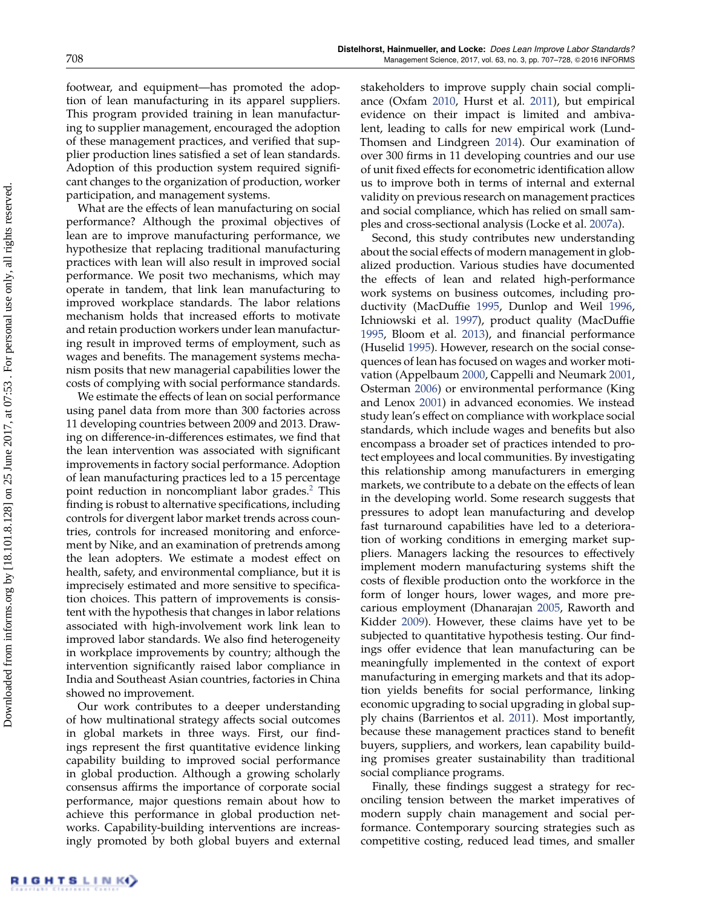footwear, and equipment—has promoted the adoption of lean manufacturing in its apparel suppliers. This program provided training in lean manufacturing to supplier management, encouraged the adoption of these management practices, and verified that supplier production lines satisfied a set of lean standards. Adoption of this production system required significant changes to the organization of production, worker participation, and management systems.

What are the effects of lean manufacturing on social performance? Although the proximal objectives of lean are to improve manufacturing performance, we hypothesize that replacing traditional manufacturing practices with lean will also result in improved social performance. We posit two mechanisms, which may operate in tandem, that link lean manufacturing to improved workplace standards. The labor relations mechanism holds that increased efforts to motivate and retain production workers under lean manufacturing result in improved terms of employment, such as wages and benefits. The management systems mechanism posits that new managerial capabilities lower the costs of complying with social performance standards.

We estimate the effects of lean on social performance using panel data from more than 300 factories across 11 developing countries between 2009 and 2013. Drawing on difference-in-differences estimates, we find that the lean intervention was associated with significant improvements in factory social performance. Adoption of lean manufacturing practices led to a 15 percentage point reduction in noncompliant labor grades.[2] This finding is robust to alternative specifications, including controls for divergent labor market trends across countries, controls for increased monitoring and enforcement by Nike, and an examination of pretrends among the lean adopters. We estimate a modest effect on health, safety, and environmental compliance, but it is imprecisely estimated and more sensitive to specification choices. This pattern of improvements is consistent with the hypothesis that changes in labor relations associated with high-involvement work link lean to improved labor standards. We also find heterogeneity in workplace improvements by country; although the intervention significantly raised labor compliance in India and Southeast Asian countries, factories in China showed no improvement.

Our work contributes to a deeper understanding of how multinational strategy affects social outcomes in global markets in three ways. First, our findings represent the first quantitative evidence linking capability building to improved social performance in global production. Although a growing scholarly consensus affirms the importance of corporate social performance, major questions remain about how to achieve this performance in global production networks. Capability-building interventions are increasingly promoted by both global buyers and external stakeholders to improve supply chain social compliance (Oxfam 2010, Hurst et al. 2011), but empirical evidence on their impact is limited and ambivalent, leading to calls for new empirical work (Lund-Thomsen and Lindgreen 2014). Our examination of over 300 firms in 11 developing countries and our use of unit fixed effects for econometric identification allow us to improve both in terms of internal and external validity on previous research on management practices and social compliance, which has relied on small samples and cross-sectional analysis (Locke et al. 2007a).

Second, this study contributes new understanding about the social effects of modern management in globalized production. Various studies have documented the effects of lean and related high-performance work systems on business outcomes, including productivity (MacDuffie 1995, Dunlop and Weil 1996, Ichniowski et al. 1997), product quality (MacDuffie 1995, Bloom et al. 2013), and financial performance (Huselid 1995). However, research on the social consequences of lean has focused on wages and worker motivation (Appelbaum 2000, Cappelli and Neumark 2001, Osterman 2006) or environmental performance (King and Lenox 2001) in advanced economies. We instead study lean's effect on compliance with workplace social standards, which include wages and benefits but also encompass a broader set of practices intended to protect employees and local communities. By investigating this relationship among manufacturers in emerging markets, we contribute to a debate on the effects of lean in the developing world. Some research suggests that pressures to adopt lean manufacturing and develop fast turnaround capabilities have led to a deterioration of working conditions in emerging market suppliers. Managers lacking the resources to effectively implement modern manufacturing systems shift the costs of flexible production onto the workforce in the form of longer hours, lower wages, and more precarious employment (Dhanarajan 2005, Raworth and Kidder 2009). However, these claims have yet to be subjected to quantitative hypothesis testing. Our findings offer evidence that lean manufacturing can be meaningfully implemented in the context of export manufacturing in emerging markets and that its adoption yields benefits for social performance, linking economic upgrading to social upgrading in global supply chains (Barrientos et al. 2011). Most importantly, because these management practices stand to benefit buyers, suppliers, and workers, lean capability building promises greater sustainability than traditional social compliance programs.

Finally, these findings suggest a strategy for reconciling tension between the market imperatives of modern supply chain management and social performance. Contemporary sourcing strategies such as competitive costing, reduced lead times, and smaller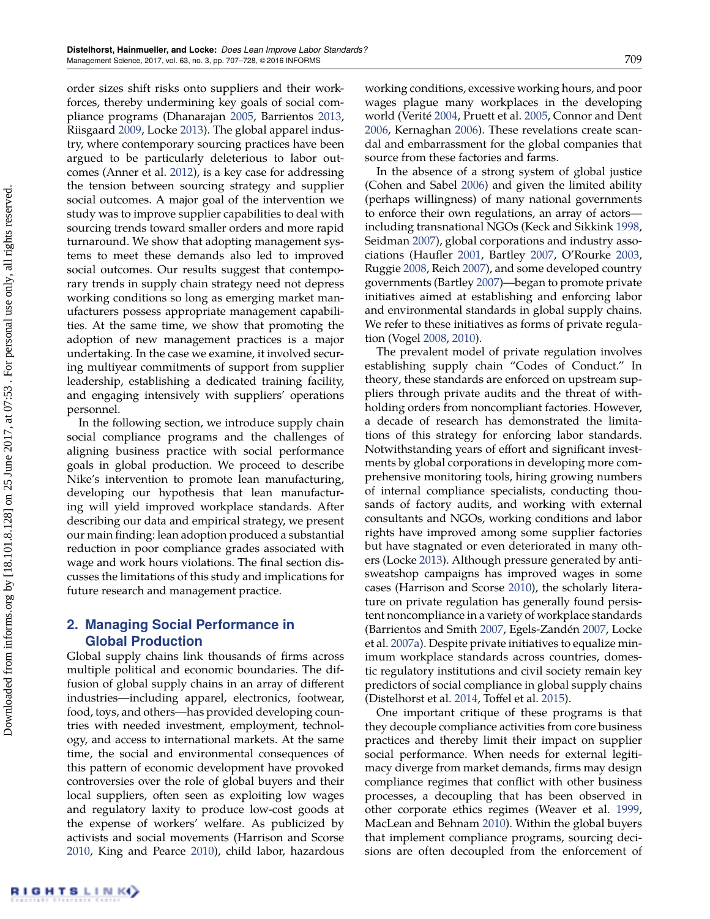order sizes shift risks onto suppliers and their workforces, thereby undermining key goals of social compliance programs (Dhanarajan 2005, Barrientos 2013, Riisgaard 2009, Locke 2013). The global apparel industry, where contemporary sourcing practices have been argued to be particularly deleterious to labor outcomes (Anner et al. 2012), is a key case for addressing the tension between sourcing strategy and supplier social outcomes. A major goal of the intervention we study was to improve supplier capabilities to deal with sourcing trends toward smaller orders and more rapid turnaround. We show that adopting management systems to meet these demands also led to improved social outcomes. Our results suggest that contemporary trends in supply chain strategy need not depress working conditions so long as emerging market manufacturers possess appropriate management capabilities. At the same time, we show that promoting the adoption of new management practices is a major undertaking. In the case we examine, it involved securing multiyear commitments of support from supplier leadership, establishing a dedicated training facility, and engaging intensively with suppliers' operations personnel.

In the following section, we introduce supply chain social compliance programs and the challenges of aligning business practice with social performance goals in global production. We proceed to describe Nike's intervention to promote lean manufacturing, developing our hypothesis that lean manufacturing will yield improved workplace standards. After describing our data and empirical strategy, we present our main finding: lean adoption produced a substantial reduction in poor compliance grades associated with wage and work hours violations. The final section discusses the limitations of this study and implications for future research and management practice.

## 2. Managing Social Performance in Global Production

Global supply chains link thousands of firms across multiple political and economic boundaries. The diffusion of global supply chains in an array of different industries—including apparel, electronics, footwear, food, toys, and others—has provided developing countries with needed investment, employment, technology, and access to international markets. At the same time, the social and environmental consequences of this pattern of economic development have provoked controversies over the role of global buyers and their local suppliers, often seen as exploiting low wages and regulatory laxity to produce low-cost goods at the expense of workers' welfare. As publicized by activists and social movements (Harrison and Scorse 2010, King and Pearce 2010), child labor, hazardous working conditions, excessive working hours, and poor wages plague many workplaces in the developing world (Verité 2004, Pruett et al. 2005, Connor and Dent 2006, Kernaghan 2006). These revelations create scandal and embarrassment for the global companies that source from these factories and farms.

In the absence of a strong system of global justice (Cohen and Sabel 2006) and given the limited ability (perhaps willingness) of many national governments to enforce their own regulations, an array of actors—including transnational NGOs (Keck and Sikkink 1998, Seidman 2007), global corporations and industry associations (Haufler 2001, Bartley 2007, O'Rourke 2003, Ruggie 2008, Reich 2007), and some developed country governments (Bartley 2007)—began to promote private initiatives aimed at establishing and enforcing labor and environmental standards in global supply chains. We refer to these initiatives as forms of private regulation (Vogel 2008, 2010).

The prevalent model of private regulation involves establishing supply chain "Codes of Conduct." In theory, these standards are enforced on upstream suppliers through private audits and the threat of withholding orders from noncompliant factories. However, a decade of research has demonstrated the limitations of this strategy for enforcing labor standards. Notwithstanding years of effort and significant investments by global corporations in developing more comprehensive monitoring tools, hiring growing numbers of internal compliance specialists, conducting thousands of factory audits, and working with external consultants and NGOs, working conditions and labor rights have improved among some supplier factories but have stagnated or even deteriorated in many others (Locke 2013). Although pressure generated by antisweatshop campaigns has improved wages in some cases (Harrison and Scorse 2010), the scholarly literature on private regulation has generally found persistent noncompliance in a variety of workplace standards (Barrientos and Smith 2007, Egels-Zandén 2007, Locke et al. 2007a). Despite private initiatives to equalize minimum workplace standards across countries, domestic regulatory institutions and civil society remain key predictors of social compliance in global supply chains (Distelhorst et al. 2014, Toffel et al. 2015).

One important critique of these programs is that they decouple compliance activities from core business practices and thereby limit their impact on supplier social performance. When needs for external legitimacy diverge from market demands, firms may design compliance regimes that conflict with other business processes, a decoupling that has been observed in other corporate ethics regimes (Weaver et al. 1999, MacLean and Behnam 2010). Within the global buyers that implement compliance programs, sourcing decisions are often decoupled from the enforcement of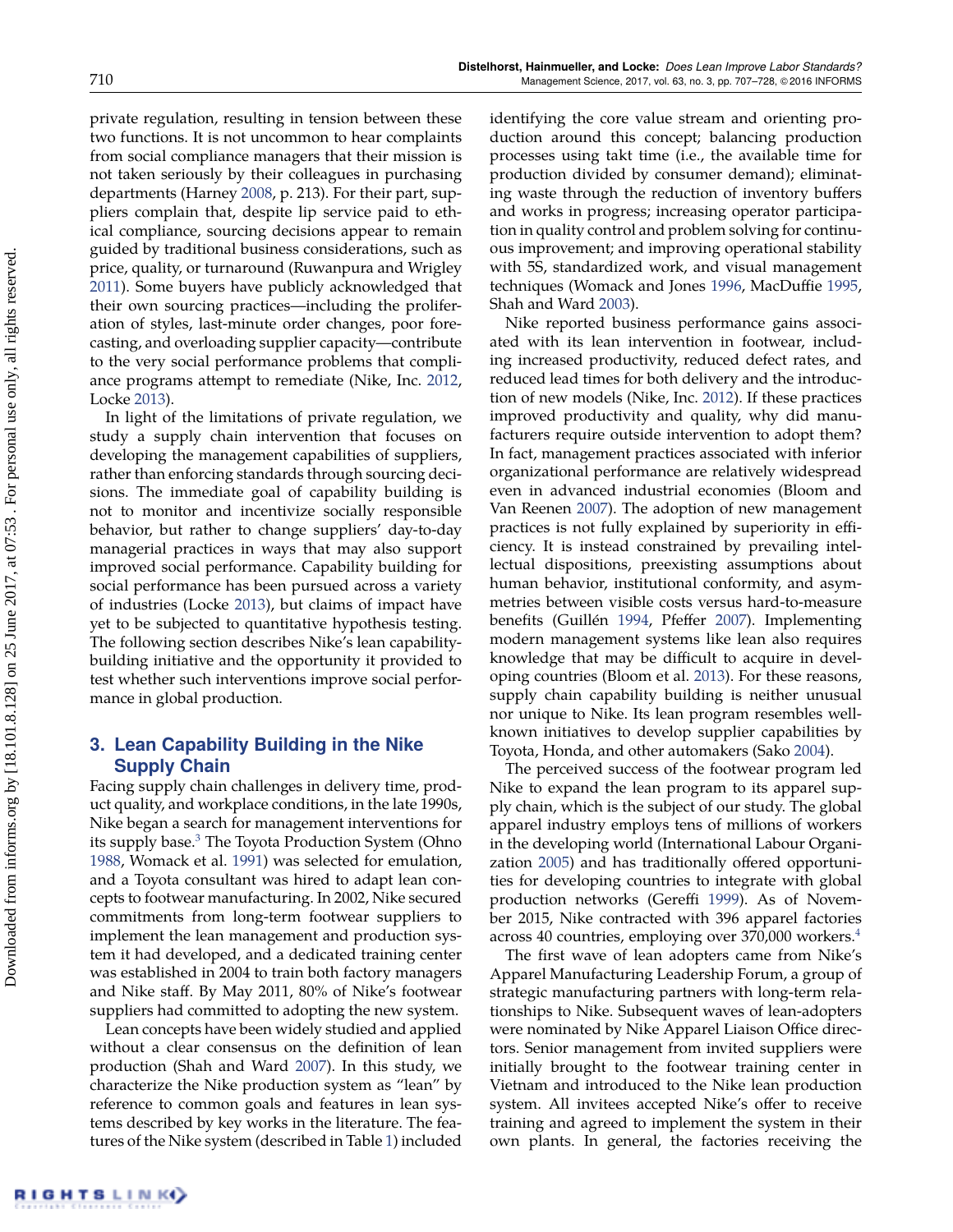private regulation, resulting in tension between these two functions. It is not uncommon to hear complaints from social compliance managers that their mission is not taken seriously by their colleagues in purchasing departments (Harney 2008, p. 213). For their part, suppliers complain that, despite lip service paid to ethical compliance, sourcing decisions appear to remain guided by traditional business considerations, such as price, quality, or turnaround (Ruwanpura and Wrigley 2011). Some buyers have publicly acknowledged that their own sourcing practices—including the proliferation of styles, last-minute order changes, poor forecasting, and overloading supplier capacity—contribute to the very social performance problems that compliance programs attempt to remediate (Nike, Inc. 2012, Locke 2013).

In light of the limitations of private regulation, we study a supply chain intervention that focuses on developing the management capabilities of suppliers, rather than enforcing standards through sourcing decisions. The immediate goal of capability building is not to monitor and incentivize socially responsible behavior, but rather to change suppliers' day-to-day managerial practices in ways that may also support improved social performance. Capability building for social performance has been pursued across a variety of industries (Locke 2013), but claims of impact have yet to be subjected to quantitative hypothesis testing. The following section describes Nike's lean capability-building initiative and the opportunity it provided to test whether such interventions improve social performance in global production.

## 3. Lean Capability Building in the Nike Supply Chain

Facing supply chain challenges in delivery time, product quality, and workplace conditions, in the late 1990s, Nike began a search for management interventions for its supply base.[3] The Toyota Production System (Ohno 1988, Womack et al. 1991) was selected for emulation, and a Toyota consultant was hired to adapt lean concepts to footwear manufacturing. In 2002, Nike secured commitments from long-term footwear suppliers to implement the lean management and production system it had developed, and a dedicated training center was established in 2004 to train both factory managers and Nike staff. By May 2011, 80% of Nike's footwear suppliers had committed to adopting the new system.

Lean concepts have been widely studied and applied without a clear consensus on the definition of lean production (Shah and Ward 2007). In this study, we characterize the Nike production system as "lean" by reference to common goals and features in lean systems described by key works in the literature. The features of the Nike system (described in Table 1) included identifying the core value stream and orienting production around this concept; balancing production processes using takt time (i.e., the available time for production divided by consumer demand); eliminating waste through the reduction of inventory buffers and works in progress; increasing operator participation in quality control and problem solving for continuous improvement; and improving operational stability with 5S, standardized work, and visual management techniques (Womack and Jones 1996, MacDuffie 1995, Shah and Ward 2003).

Nike reported business performance gains associated with its lean intervention in footwear, including increased productivity, reduced defect rates, and reduced lead times for both delivery and the introduction of new models (Nike, Inc. 2012). If these practices improved productivity and quality, why did manufacturers require outside intervention to adopt them? In fact, management practices associated with inferior organizational performance are relatively widespread even in advanced industrial economies (Bloom and Van Reenen 2007). The adoption of new management practices is not fully explained by superiority in efficiency. It is instead constrained by prevailing intellectual dispositions, preexisting assumptions about human behavior, institutional conformity, and asymmetries between visible costs versus hard-to-measure benefits (Guillén 1994, Pfeffer 2007). Implementing modern management systems like lean also requires knowledge that may be difficult to acquire in developing countries (Bloom et al. 2013). For these reasons, supply chain capability building is neither unusual nor unique to Nike. Its lean program resembles well-known initiatives to develop supplier capabilities by Toyota, Honda, and other automakers (Sako 2004).

The perceived success of the footwear program led Nike to expand the lean program to its apparel supply chain, which is the subject of our study. The global apparel industry employs tens of millions of workers in the developing world (International Labour Organization 2005) and has traditionally offered opportunities for developing countries to integrate with global production networks (Gereffi 1999). As of November 2015, Nike contracted with 396 apparel factories across 40 countries, employing over 370,000 workers.[4]

The first wave of lean adopters came from Nike's Apparel Manufacturing Leadership Forum, a group of strategic manufacturing partners with long-term relationships to Nike. Subsequent waves of lean-adopters were nominated by Nike Apparel Liaison Office directors. Senior management from invited suppliers were initially brought to the footwear training center in Vietnam and introduced to the Nike lean production system. All invitees accepted Nike's offer to receive training and agreed to implement the system in their own plants. In general, the factories receiving the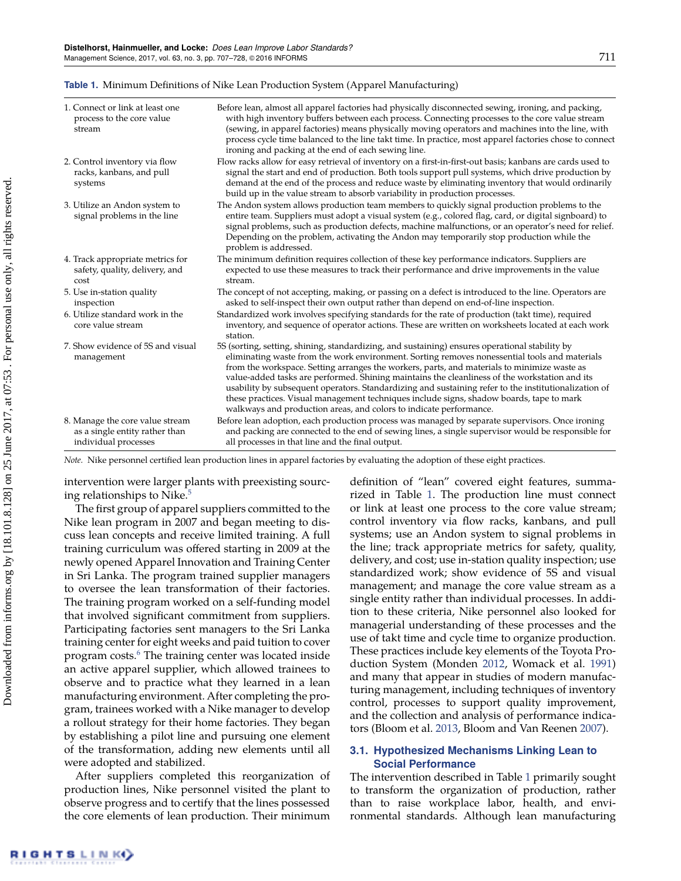**Table 1.** Minimum Definitions of Nike Lean Production System (Apparel Manufacturing)

| | |
|---|---|
| 1. Connect or link at least one process to the core value stream | Before lean, almost all apparel factories had physically disconnected sewing, ironing, and packing, with high inventory buffers between each process. Connecting processes to the core value stream (sewing, in apparel factories) means physically moving operators and machines into the line, with process cycle time balanced to the line takt time. In practice, most apparel factories chose to connect ironing and packing at the end of each sewing line. |
| 2. Control inventory via flow racks, kanbans, and pull systems | Flow racks allow for easy retrieval of inventory on a first-in-first-out basis; kanbans are cards used to signal the start and end of production. Both tools support pull systems, which drive production by demand at the end of the process and reduce waste by eliminating inventory that would ordinarily build up in the value stream to absorb variability in production processes. |
| 3. Utilize an Andon system to signal problems in the line | The Andon system allows production team members to quickly signal production problems to the entire team. Suppliers must adopt a visual system (e.g., colored flag, card, or digital signboard) to signal problems, such as production defects, machine malfunctions, or an operator's need for relief. Depending on the problem, activating the Andon may temporarily stop production while the problem is addressed. |
| 4. Track appropriate metrics for safety, quality, delivery, and cost | The minimum definition requires collection of these key performance indicators. Suppliers are expected to use these measures to track their performance and drive improvements in the value stream. |
| 5. Use in-station quality inspection | The concept of not accepting, making, or passing on a defect is introduced to the line. Operators are asked to self-inspect their own output rather than depend on end-of-line inspection. |
| 6. Utilize standard work in the core value stream | Standardized work involves specifying standards for the rate of production (takt time), required inventory, and sequence of operator actions. These are written on worksheets located at each work station. |
| 7. Show evidence of 5S and visual management | 5S (sorting, setting, shining, standardizing, and sustaining) ensures operational stability by eliminating waste from the work environment. Sorting removes nonessential tools and materials from the workspace. Setting arranges the workers, parts, and materials to minimize waste as value-added tasks are performed. Shining maintains the cleanliness of the workstation and its usability by subsequent operators. Standardizing and sustaining refer to the institutionalization of these practices. Visual management techniques include signs, shadow boards, tape to mark walkways and production areas, and colors to indicate performance. |
| 8. Manage the core value stream as a single entity rather than individual processes | Before lean adoption, each production process was managed by separate supervisors. Once ironing and packing are connected to the end of sewing lines, a single supervisor would be responsible for all processes in that line and the final output. |

*Note.* Nike personnel certified lean production lines in apparel factories by evaluating the adoption of these eight practices.

intervention were larger plants with preexisting sourcing relationships to Nike.[5]

The first group of apparel suppliers committed to the Nike lean program in 2007 and began meeting to discuss lean concepts and receive limited training. A full training curriculum was offered starting in 2009 at the newly opened Apparel Innovation and Training Center in Sri Lanka. The program trained supplier managers to oversee the lean transformation of their factories. The training program worked on a self-funding model that involved significant commitment from suppliers. Participating factories sent managers to the Sri Lanka training center for eight weeks and paid tuition to cover program costs.[6] The training center was located inside an active apparel supplier, which allowed trainees to observe and to practice what they learned in a lean manufacturing environment. After completing the program, trainees worked with a Nike manager to develop a rollout strategy for their home factories. They began by establishing a pilot line and pursuing one element of the transformation, adding new elements until all were adopted and stabilized.

After suppliers completed this reorganization of production lines, Nike personnel visited the plant to observe progress and to certify that the lines possessed the core elements of lean production. Their minimum definition of "lean" covered eight features, summarized in Table 1. The production line must connect or link at least one process to the core value stream; control inventory via flow racks, kanbans, and pull systems; use an Andon system to signal problems in the line; track appropriate metrics for safety, quality, delivery, and cost; use in-station quality inspection; use standardized work; show evidence of 5S and visual management; and manage the core value stream as a single entity rather than individual processes. In addition to these criteria, Nike personnel also looked for managerial understanding of these processes and the use of takt time and cycle time to organize production. These practices include key elements of the Toyota Production System (Monden 2012, Womack et al. 1991) and many that appear in studies of modern manufacturing management, including techniques of inventory control, processes to support quality improvement, and the collection and analysis of performance indicators (Bloom et al. 2013, Bloom and Van Reenen 2007).

### 3.1. Hypothesized Mechanisms Linking Lean to Social Performance

The intervention described in Table 1 primarily sought to transform the organization of production, rather than to raise workplace labor, health, and environmental standards. Although lean manufacturing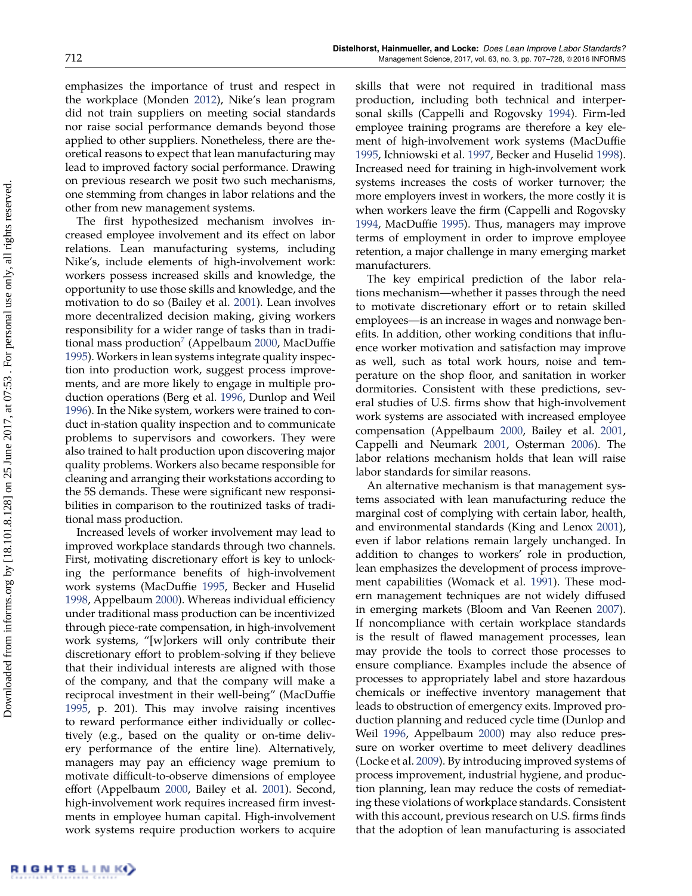emphasizes the importance of trust and respect in the workplace (Monden 2012), Nike's lean program did not train suppliers on meeting social standards nor raise social performance demands beyond those applied to other suppliers. Nonetheless, there are theoretical reasons to expect that lean manufacturing may lead to improved factory social performance. Drawing on previous research we posit two such mechanisms, one stemming from changes in labor relations and the other from new management systems.

The first hypothesized mechanism involves increased employee involvement and its effect on labor relations. Lean manufacturing systems, including Nike's, include elements of high-involvement work: workers possess increased skills and knowledge, the opportunity to use those skills and knowledge, and the motivation to do so (Bailey et al. 2001). Lean involves more decentralized decision making, giving workers responsibility for a wider range of tasks than in traditional mass production[7] (Appelbaum 2000, MacDuffie 1995). Workers in lean systems integrate quality inspection into production work, suggest process improvements, and are more likely to engage in multiple production operations (Berg et al. 1996, Dunlop and Weil 1996). In the Nike system, workers were trained to conduct in-station quality inspection and to communicate problems to supervisors and coworkers. They were also trained to halt production upon discovering major quality problems. Workers also became responsible for cleaning and arranging their workstations according to the 5S demands. These were significant new responsibilities in comparison to the routinized tasks of traditional mass production.

Increased levels of worker involvement may lead to improved workplace standards through two channels. First, motivating discretionary effort is key to unlocking the performance benefits of high-involvement work systems (MacDuffie 1995, Becker and Huselid 1998, Appelbaum 2000). Whereas individual efficiency under traditional mass production can be incentivized through piece-rate compensation, in high-involvement work systems, "[w]orkers will only contribute their discretionary effort to problem-solving if they believe that their individual interests are aligned with those of the company, and that the company will make a reciprocal investment in their well-being" (MacDuffie 1995, p. 201). This may involve raising incentives to reward performance either individually or collectively (e.g., based on the quality or on-time delivery performance of the entire line). Alternatively, managers may pay an efficiency wage premium to motivate difficult-to-observe dimensions of employee effort (Appelbaum 2000, Bailey et al. 2001). Second, high-involvement work requires increased firm investments in employee human capital. High-involvement work systems require production workers to acquire skills that were not required in traditional mass production, including both technical and interpersonal skills (Cappelli and Rogovsky 1994). Firm-led employee training programs are therefore a key element of high-involvement work systems (MacDuffie 1995, Ichniowski et al. 1997, Becker and Huselid 1998). Increased need for training in high-involvement work systems increases the costs of worker turnover; the more employers invest in workers, the more costly it is when workers leave the firm (Cappelli and Rogovsky 1994, MacDuffie 1995). Thus, managers may improve terms of employment in order to improve employee retention, a major challenge in many emerging market manufacturers.

The key empirical prediction of the labor relations mechanism—whether it passes through the need to motivate discretionary effort or to retain skilled employees—is an increase in wages and nonwage benefits. In addition, other working conditions that influence worker motivation and satisfaction may improve as well, such as total work hours, noise and temperature on the shop floor, and sanitation in worker dormitories. Consistent with these predictions, several studies of U.S. firms show that high-involvement work systems are associated with increased employee compensation (Appelbaum 2000, Bailey et al. 2001, Cappelli and Neumark 2001, Osterman 2006). The labor relations mechanism holds that lean will raise labor standards for similar reasons.

An alternative mechanism is that management systems associated with lean manufacturing reduce the marginal cost of complying with certain labor, health, and environmental standards (King and Lenox 2001), even if labor relations remain largely unchanged. In addition to changes to workers' role in production, lean emphasizes the development of process improvement capabilities (Womack et al. 1991). These modern management techniques are not widely diffused in emerging markets (Bloom and Van Reenen 2007). If noncompliance with certain workplace standards is the result of flawed management processes, lean may provide the tools to correct those processes to ensure compliance. Examples include the absence of processes to appropriately label and store hazardous chemicals or ineffective inventory management that leads to obstruction of emergency exits. Improved production planning and reduced cycle time (Dunlop and Weil 1996, Appelbaum 2000) may also reduce pressure on worker overtime to meet delivery deadlines (Locke et al. 2009). By introducing improved systems of process improvement, industrial hygiene, and production planning, lean may reduce the costs of remediating these violations of workplace standards. Consistent with this account, previous research on U.S. firms finds that the adoption of lean manufacturing is associated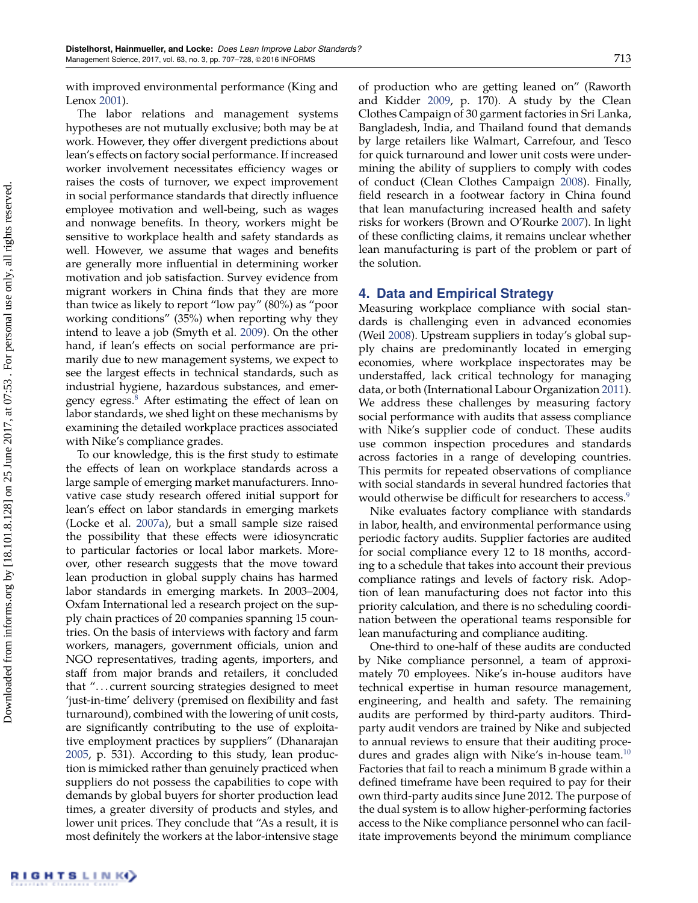with improved environmental performance (King and Lenox 2001).

The labor relations and management systems hypotheses are not mutually exclusive; both may be at work. However, they offer divergent predictions about lean's effects on factory social performance. If increased worker involvement necessitates efficiency wages or raises the costs of turnover, we expect improvement in social performance standards that directly influence employee motivation and well-being, such as wages and nonwage benefits. In theory, workers might be sensitive to workplace health and safety standards as well. However, we assume that wages and benefits are generally more influential in determining worker motivation and job satisfaction. Survey evidence from migrant workers in China finds that they are more than twice as likely to report "low pay" (80%) as "poor working conditions" (35%) when reporting why they intend to leave a job (Smyth et al. 2009). On the other hand, if lean's effects on social performance are primarily due to new management systems, we expect to see the largest effects in technical standards, such as industrial hygiene, hazardous substances, and emergency egress.[8] After estimating the effect of lean on labor standards, we shed light on these mechanisms by examining the detailed workplace practices associated with Nike's compliance grades.

To our knowledge, this is the first study to estimate the effects of lean on workplace standards across a large sample of emerging market manufacturers. Innovative case study research offered initial support for lean's effect on labor standards in emerging markets (Locke et al. 2007a), but a small sample size raised the possibility that these effects were idiosyncratic to particular factories or local labor markets. Moreover, other research suggests that the move toward lean production in global supply chains has harmed labor standards in emerging markets. In 2003–2004, Oxfam International led a research project on the supply chain practices of 20 companies spanning 15 countries. On the basis of interviews with factory and farm workers, managers, government officials, union and NGO representatives, trading agents, importers, and staff from major brands and retailers, it concluded that "…current sourcing strategies designed to meet 'just-in-time' delivery (premised on flexibility and fast turnaround), combined with the lowering of unit costs, are significantly contributing to the use of exploitative employment practices by suppliers" (Dhanarajan 2005, p. 531). According to this study, lean production is mimicked rather than genuinely practiced when suppliers do not possess the capabilities to cope with demands by global buyers for shorter production lead times, a greater diversity of products and styles, and lower unit prices. They conclude that "As a result, it is most definitely the workers at the labor-intensive stage of production who are getting leaned on" (Raworth and Kidder 2009, p. 170). A study by the Clean Clothes Campaign of 30 garment factories in Sri Lanka, Bangladesh, India, and Thailand found that demands by large retailers like Walmart, Carrefour, and Tesco for quick turnaround and lower unit costs were undermining the ability of suppliers to comply with codes of conduct (Clean Clothes Campaign 2008). Finally, field research in a footwear factory in China found that lean manufacturing increased health and safety risks for workers (Brown and O'Rourke 2007). In light of these conflicting claims, it remains unclear whether lean manufacturing is part of the problem or part of the solution.

## 4. Data and Empirical Strategy

Measuring workplace compliance with social standards is challenging even in advanced economies (Weil 2008). Upstream suppliers in today's global supply chains are predominantly located in emerging economies, where workplace inspectorates may be understaffed, lack critical technology for managing data, or both (International Labour Organization 2011). We address these challenges by measuring factory social performance with audits that assess compliance with Nike's supplier code of conduct. These audits use common inspection procedures and standards across factories in a range of developing countries. This permits for repeated observations of compliance with social standards in several hundred factories that would otherwise be difficult for researchers to access.[9]

Nike evaluates factory compliance with standards in labor, health, and environmental performance using periodic factory audits. Supplier factories are audited for social compliance every 12 to 18 months, according to a schedule that takes into account their previous compliance ratings and levels of factory risk. Adoption of lean manufacturing does not factor into this priority calculation, and there is no scheduling coordination between the operational teams responsible for lean manufacturing and compliance auditing.

One-third to one-half of these audits are conducted by Nike compliance personnel, a team of approximately 70 employees. Nike's in-house auditors have technical expertise in human resource management, engineering, and health and safety. The remaining audits are performed by third-party auditors. Third-party audit vendors are trained by Nike and subjected to annual reviews to ensure that their auditing procedures and grades align with Nike's in-house team.[10] Factories that fail to reach a minimum B grade within a defined timeframe have been required to pay for their own third-party audits since June 2012. The purpose of the dual system is to allow higher-performing factories access to the Nike compliance personnel who can facilitate improvements beyond the minimum compliance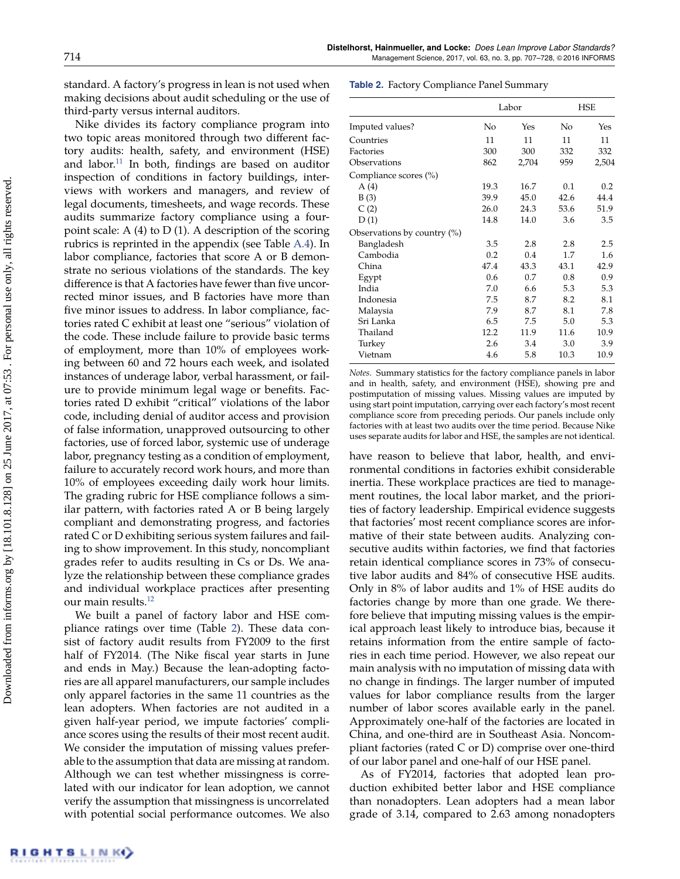standard. A factory's progress in lean is not used when making decisions about audit scheduling or the use of third-party versus internal auditors.

Nike divides its factory compliance program into two topic areas monitored through two different factory audits: health, safety, and environment (HSE) and labor.[11] In both, findings are based on auditor inspection of conditions in factory buildings, interviews with workers and managers, and review of legal documents, timesheets, and wage records. These audits summarize factory compliance using a four-point scale: A (4) to D (1). A description of the scoring rubrics is reprinted in the appendix (see Table A.4). In labor compliance, factories that score A or B demonstrate no serious violations of the standards. The key difference is that A factories have fewer than five uncorrected minor issues, and B factories have more than five minor issues to address. In labor compliance, factories rated C exhibit at least one "serious" violation of the code. These include failure to provide basic terms of employment, more than 10% of employees working between 60 and 72 hours each week, and isolated instances of underage labor, verbal harassment, or failure to provide minimum legal wage or benefits. Factories rated D exhibit "critical" violations of the labor code, including denial of auditor access and provision of false information, unapproved outsourcing to other factories, use of forced labor, systemic use of underage labor, pregnancy testing as a condition of employment, failure to accurately record work hours, and more than 10% of employees exceeding daily work hour limits. The grading rubric for HSE compliance follows a similar pattern, with factories rated A or B being largely compliant and demonstrating progress, and factories rated C or D exhibiting serious system failures and failing to show improvement. In this study, noncompliant grades refer to audits resulting in Cs or Ds. We analyze the relationship between these compliance grades and individual workplace practices after presenting our main results.[12]

We built a panel of factory labor and HSE compliance ratings over time (Table 2). These data consist of factory audit results from FY2009 to the first half of FY2014. (The Nike fiscal year starts in June and ends in May.) Because the lean-adopting factories are all apparel manufacturers, our sample includes only apparel factories in the same 11 countries as the lean adopters. When factories are not audited in a given half-year period, we impute factories' compliance scores using the results of their most recent audit. We consider the imputation of missing values preferable to the assumption that data are missing at random. Although we can test whether missingness is correlated with our indicator for lean adoption, we cannot verify the assumption that missingness is uncorrelated with potential social performance outcomes. We also

**Table 2.** Factory Compliance Panel Summary

| | Labor | | HSE | |
|---|---|---|---|---|
| Imputed values? | No | Yes | No | Yes |
| Countries | 11 | 11 | 11 | 11 |
| Factories | 300 | 300 | 332 | 332 |
| Observations | 862 | 2,704 | 959 | 2,504 |
| Compliance scores (%) | | | | |
| A (4) | 19.3 | 16.7 | 0.1 | 0.2 |
| B (3) | 39.9 | 45.0 | 42.6 | 44.4 |
| C (2) | 26.0 | 24.3 | 53.6 | 51.9 |
| D (1) | 14.8 | 14.0 | 3.6 | 3.5 |
| Observations by country (%) | | | | |
| Bangladesh | 3.5 | 2.8 | 2.8 | 2.5 |
| Cambodia | 0.2 | 0.4 | 1.7 | 1.6 |
| China | 47.4 | 43.3 | 43.1 | 42.9 |
| Egypt | 0.6 | 0.7 | 0.8 | 0.9 |
| India | 7.0 | 6.6 | 5.3 | 5.3 |
| Indonesia | 7.5 | 8.7 | 8.2 | 8.1 |
| Malaysia | 7.9 | 8.7 | 8.1 | 7.8 |
| Sri Lanka | 6.5 | 7.5 | 5.0 | 5.3 |
| Thailand | 12.2 | 11.9 | 11.6 | 10.9 |
| Turkey | 2.6 | 3.4 | 3.0 | 3.9 |
| Vietnam | 4.6 | 5.8 | 10.3 | 10.9 |

*Notes.* Summary statistics for the factory compliance panels in labor and in health, safety, and environment (HSE), showing pre and postimputation of missing values. Missing values are imputed by using start point imputation, carrying over each factory's most recent compliance score from preceding periods. Our panels include only factories with at least two audits over the time period. Because Nike uses separate audits for labor and HSE, the samples are not identical.

have reason to believe that labor, health, and environmental conditions in factories exhibit considerable inertia. These workplace practices are tied to management routines, the local labor market, and the priorities of factory leadership. Empirical evidence suggests that factories' most recent compliance scores are informative of their state between audits. Analyzing consecutive audits within factories, we find that factories retain identical compliance scores in 73% of consecutive labor audits and 84% of consecutive HSE audits. Only in 8% of labor audits and 1% of HSE audits do factories change by more than one grade. We therefore believe that imputing missing values is the empirical approach least likely to introduce bias, because it retains information from the entire sample of factories in each time period. However, we also repeat our main analysis with no imputation of missing data with no change in findings. The larger number of imputed values for labor compliance results from the larger number of labor scores available early in the panel. Approximately one-half of the factories are located in China, and one-third are in Southeast Asia. Noncompliant factories (rated C or D) comprise over one-third of our labor panel and one-half of our HSE panel.

As of FY2014, factories that adopted lean production exhibited better labor and HSE compliance than nonadopters. Lean adopters had a mean labor grade of 3.14, compared to 2.63 among nonadopters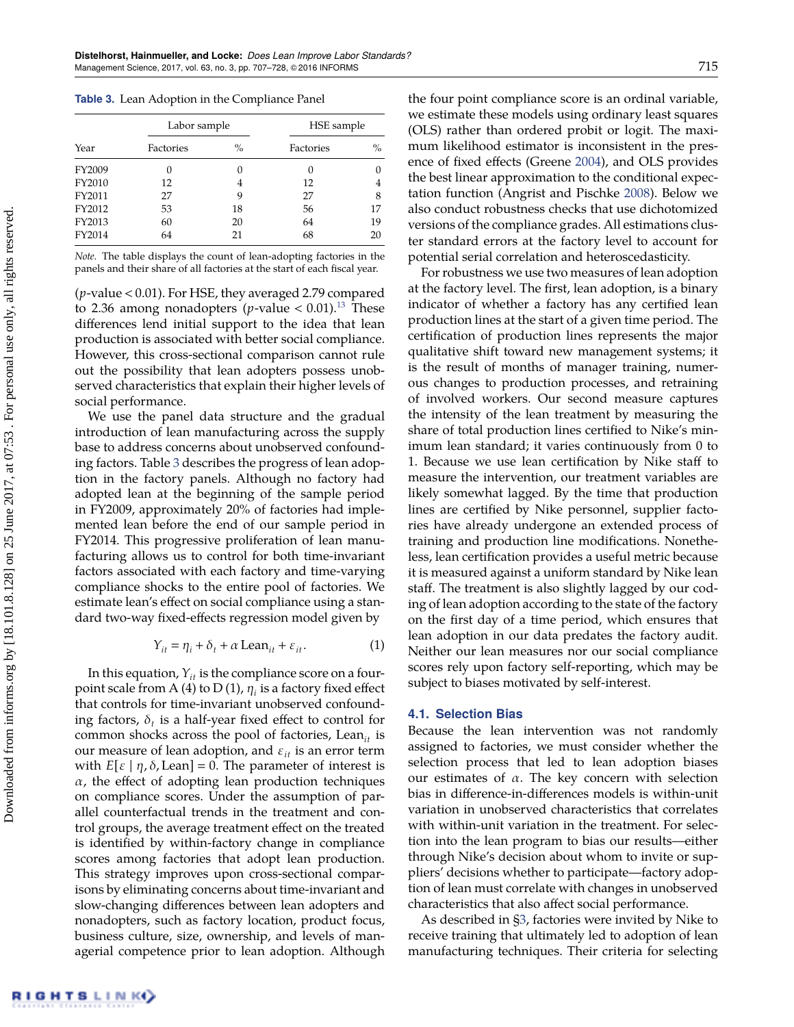**Table 3.** Lean Adoption in the Compliance Panel

| | Labor sample | | HSE sample | |
|---|---|---|---|---|
| Year | Factories | % | Factories | % |
| FY2009 | 0 | 0 | 0 | 0 |
| FY2010 | 12 | 4 | 12 | 4 |
| FY2011 | 27 | 9 | 27 | 8 |
| FY2012 | 53 | 18 | 56 | 17 |
| FY2013 | 60 | 20 | 64 | 19 |
| FY2014 | 64 | 21 | 68 | 20 |

*Note.* The table displays the count of lean-adopting factories in the panels and their share of all factories at the start of each fiscal year.

($p$-value $< 0.01$). For HSE, they averaged 2.79 compared to 2.36 among nonadopters ($p$-value $< 0.01$).[13] These differences lend initial support to the idea that lean production is associated with better social compliance. However, this cross-sectional comparison cannot rule out the possibility that lean adopters possess unobserved characteristics that explain their higher levels of social performance.

We use the panel data structure and the gradual introduction of lean manufacturing across the supply base to address concerns about unobserved confounding factors. Table 3 describes the progress of lean adoption in the factory panels. Although no factory had adopted lean at the beginning of the sample period in FY2009, approximately 20% of factories had implemented lean before the end of our sample period in FY2014. This progressive proliferation of lean manufacturing allows us to control for both time-invariant factors associated with each factory and time-varying compliance shocks to the entire pool of factories. We estimate lean's effect on social compliance using a standard two-way fixed-effects regression model given by

$$Y_{it} = \eta_i + \delta_t + \alpha\,\text{Lean}_{it} + \varepsilon_{it}. \qquad (1)$$

In this equation, $Y_{it}$ is the compliance score on a four-point scale from A (4) to D (1), $\eta_i$ is a factory fixed effect that controls for time-invariant unobserved confounding factors, $\delta_t$ is a half-year fixed effect to control for common shocks across the pool of factories, $\text{Lean}_{it}$ is our measure of lean adoption, and $\varepsilon_{it}$ is an error term with $E[\varepsilon \mid \eta, \delta, \text{Lean}] = 0$. The parameter of interest is $\alpha$, the effect of adopting lean production techniques on compliance scores. Under the assumption of parallel counterfactual trends in the treatment and control groups, the average treatment effect on the treated is identified by within-factory change in compliance scores among factories that adopt lean production. This strategy improves upon cross-sectional comparisons by eliminating concerns about time-invariant and slow-changing differences between lean adopters and nonadopters, such as factory location, product focus, business culture, size, ownership, and levels of managerial competence prior to lean adoption. Although the four point compliance score is an ordinal variable, we estimate these models using ordinary least squares (OLS) rather than ordered probit or logit. The maximum likelihood estimator is inconsistent in the presence of fixed effects (Greene 2004), and OLS provides the best linear approximation to the conditional expectation function (Angrist and Pischke 2008). Below we also conduct robustness checks that use dichotomized versions of the compliance grades. All estimations cluster standard errors at the factory level to account for potential serial correlation and heteroscedasticity.

For robustness we use two measures of lean adoption at the factory level. The first, lean adoption, is a binary indicator of whether a factory has any certified lean production lines at the start of a given time period. The certification of production lines represents the major qualitative shift toward new management systems; it is the result of months of manager training, numerous changes to production processes, and retraining of involved workers. Our second measure captures the intensity of the lean treatment by measuring the share of total production lines certified to Nike's minimum lean standard; it varies continuously from 0 to 1. Because we use lean certification by Nike staff to measure the intervention, our treatment variables are likely somewhat lagged. By the time that production lines are certified by Nike personnel, supplier factories have already undergone an extended process of training and production line modifications. Nonetheless, lean certification provides a useful metric because it is measured against a uniform standard by Nike lean staff. The treatment is also slightly lagged by our coding of lean adoption according to the state of the factory on the first day of a time period, which ensures that lean adoption in our data predates the factory audit. Neither our lean measures nor our social compliance scores rely upon factory self-reporting, which may be subject to biases motivated by self-interest.

### 4.1. Selection Bias

Because the lean intervention was not randomly assigned to factories, we must consider whether the selection process that led to lean adoption biases our estimates of $\alpha$. The key concern with selection bias in difference-in-differences models is within-unit variation in unobserved characteristics that correlates with within-unit variation in the treatment. For selection into the lean program to bias our results—either through Nike's decision about whom to invite or suppliers' decisions whether to participate—factory adoption of lean must correlate with changes in unobserved characteristics that also affect social performance.

As described in §3, factories were invited by Nike to receive training that ultimately led to adoption of lean manufacturing techniques. Their criteria for selecting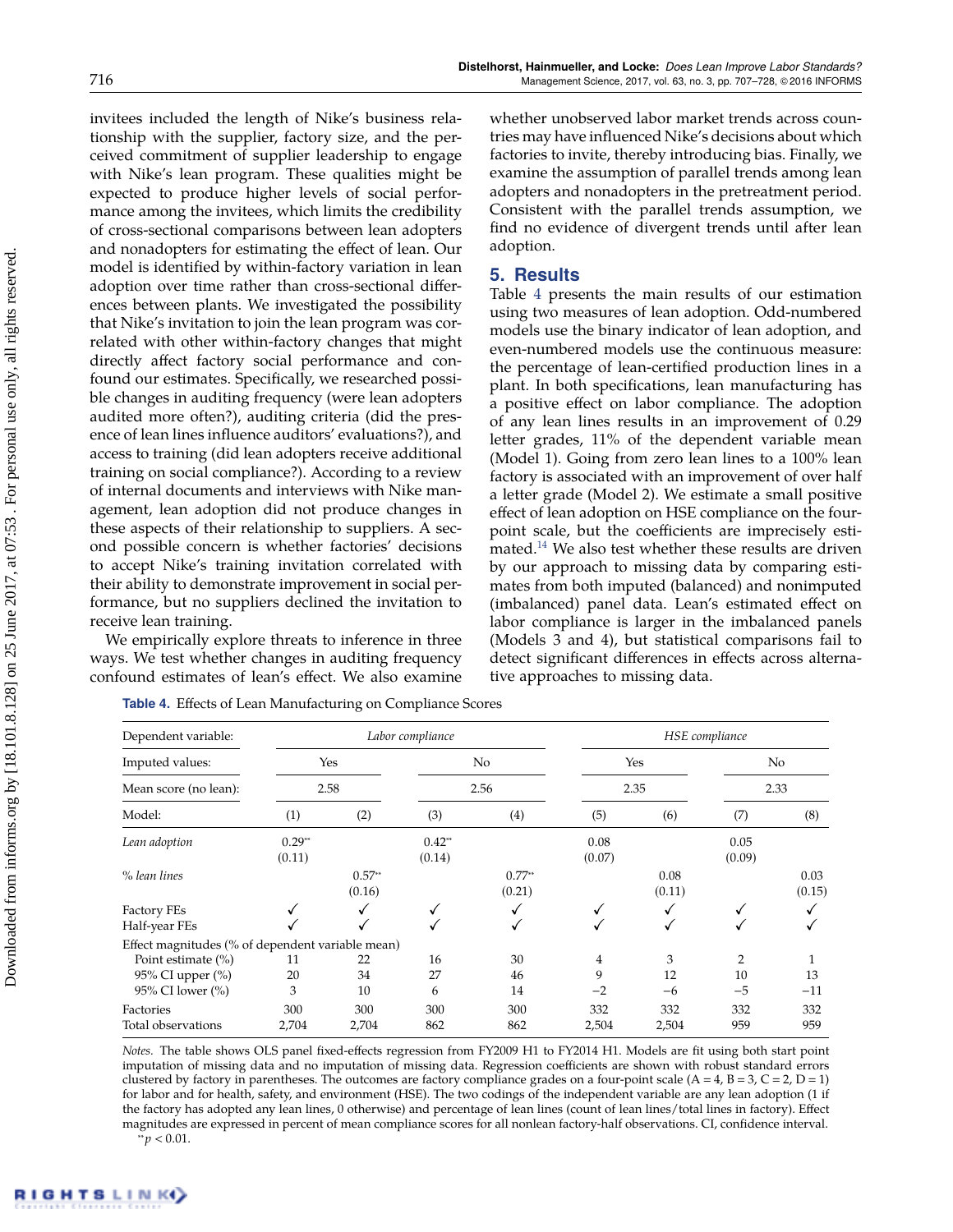invitees included the length of Nike's business relationship with the supplier, factory size, and the perceived commitment of supplier leadership to engage with Nike's lean program. These qualities might be expected to produce higher levels of social performance among the invitees, which limits the credibility of cross-sectional comparisons between lean adopters and nonadopters for estimating the effect of lean. Our model is identified by within-factory variation in lean adoption over time rather than cross-sectional differences between plants. We investigated the possibility that Nike's invitation to join the lean program was correlated with other within-factory changes that might directly affect factory social performance and confound our estimates. Specifically, we researched possible changes in auditing frequency (were lean adopters audited more often?), auditing criteria (did the presence of lean lines influence auditors' evaluations?), and access to training (did lean adopters receive additional training on social compliance?). According to a review of internal documents and interviews with Nike management, lean adoption did not produce changes in these aspects of their relationship to suppliers. A second possible concern is whether factories' decisions to accept Nike's training invitation correlated with their ability to demonstrate improvement in social performance, but no suppliers declined the invitation to receive lean training.

We empirically explore threats to inference in three ways. We test whether changes in auditing frequency confound estimates of lean's effect. We also examine whether unobserved labor market trends across countries may have influenced Nike's decisions about which factories to invite, thereby introducing bias. Finally, we examine the assumption of parallel trends among lean adopters and nonadopters in the pretreatment period. Consistent with the parallel trends assumption, we find no evidence of divergent trends until after lean adoption.

## 5. Results

Table 4 presents the main results of our estimation using two measures of lean adoption. Odd-numbered models use the binary indicator of lean adoption, and even-numbered models use the continuous measure: the percentage of lean-certified production lines in a plant. In both specifications, lean manufacturing has a positive effect on labor compliance. The adoption of any lean lines results in an improvement of 0.29 letter grades, 11% of the dependent variable mean (Model 1). Going from zero lean lines to a 100% lean factory is associated with an improvement of over half a letter grade (Model 2). We estimate a small positive effect of lean adoption on HSE compliance on the four-point scale, but the coefficients are imprecisely estimated.[14] We also test whether these results are driven by our approach to missing data by comparing estimates from both imputed (balanced) and nonimputed (imbalanced) panel data. Lean's estimated effect on labor compliance is larger in the imbalanced panels (Models 3 and 4), but statistical comparisons fail to detect significant differences in effects across alternative approaches to missing data.

**Table 4.** Effects of Lean Manufacturing on Compliance Scores

| Dependent variable: | *Labor compliance* | | | | *HSE compliance* | | | |
|---|---|---|---|---|---|---|---|---|
| Imputed values: | Yes | | No | | Yes | | No | |
| Mean score (no lean): | 2.58 | | 2.56 | | 2.35 | | 2.33 | |
| Model: | (1) | (2) | (3) | (4) | (5) | (6) | (7) | (8) |
| *Lean adoption* | 0.29** (0.11) | | 0.42** (0.14) | | 0.08 (0.07) | | 0.05 (0.09) | |
| *% lean lines* | | 0.57** (0.16) | | 0.77** (0.21) | | 0.08 (0.11) | | 0.03 (0.15) |
| Factory FEs | ✓ | ✓ | ✓ | ✓ | ✓ | ✓ | ✓ | ✓ |
| Half-year FEs | ✓ | ✓ | ✓ | ✓ | ✓ | ✓ | ✓ | ✓ |
| Effect magnitudes (% of dependent variable mean) | | | | | | | | |
| Point estimate (%) | 11 | 22 | 16 | 30 | 4 | 3 | 2 | 1 |
| 95% CI upper (%) | 20 | 34 | 27 | 46 | 9 | 12 | 10 | 13 |
| 95% CI lower (%) | 3 | 10 | 6 | 14 | −2 | −6 | −5 | −11 |
| Factories | 300 | 300 | 300 | 300 | 332 | 332 | 332 | 332 |
| Total observations | 2,704 | 2,704 | 862 | 862 | 2,504 | 2,504 | 959 | 959 |

*Notes.* The table shows OLS panel fixed-effects regression from FY2009 H1 to FY2014 H1. Models are fit using both start point imputation of missing data and no imputation of missing data. Regression coefficients are shown with robust standard errors clustered by factory in parentheses. The outcomes are factory compliance grades on a four-point scale (A = 4, B = 3, C = 2, D = 1) for labor and for health, safety, and environment (HSE). The two codings of the independent variable are any lean adoption (1 if the factory has adopted any lean lines, 0 otherwise) and percentage of lean lines (count of lean lines/total lines in factory). Effect magnitudes are expressed in percent of mean compliance scores for all nonlean factory-half observations. CI, confidence interval.
$^{**}p < 0.01$.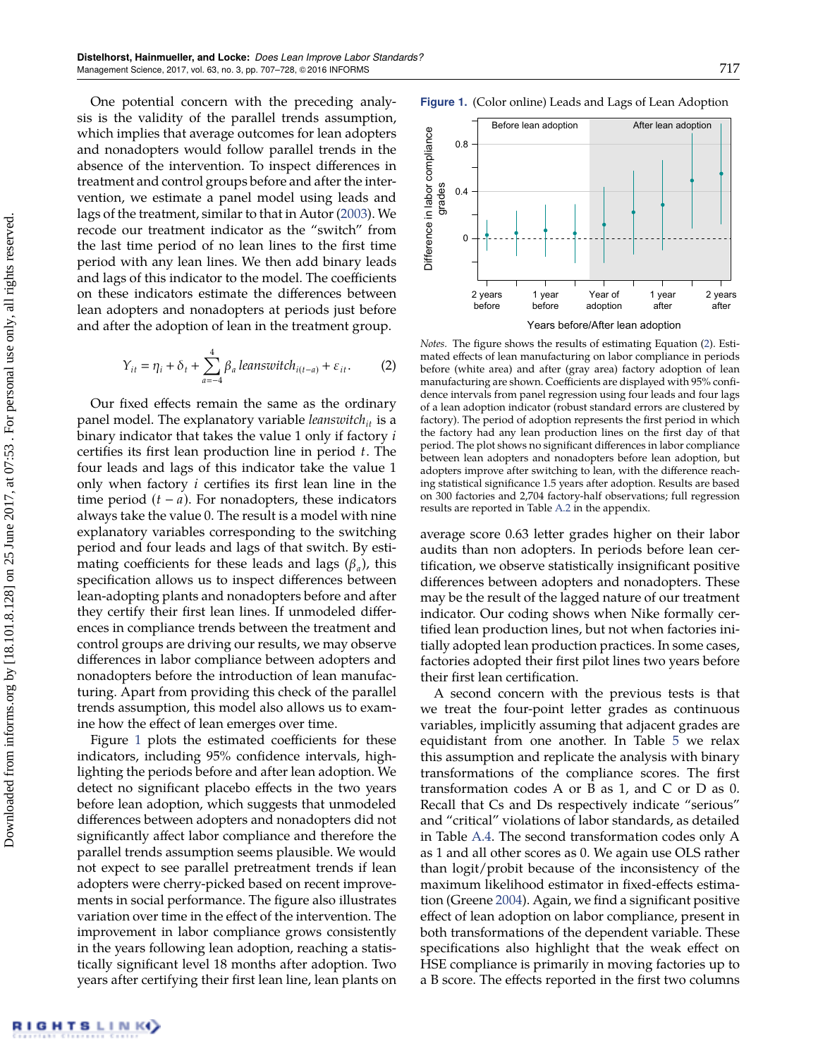One potential concern with the preceding analysis is the validity of the parallel trends assumption, which implies that average outcomes for lean adopters and nonadopters would follow parallel trends in the absence of the intervention. To inspect differences in treatment and control groups before and after the intervention, we estimate a panel model using leads and lags of the treatment, similar to that in Autor (2003). We recode our treatment indicator as the "switch" from the last time period of no lean lines to the first time period with any lean lines. We then add binary leads and lags of this indicator to the model. The coefficients on these indicators estimate the differences between lean adopters and nonadopters at periods just before and after the adoption of lean in the treatment group.

$$Y_{it} = \eta_i + \delta_t + \sum_{a=-4}^{4} \beta_a \, leanswitch_{i(t-a)} + \varepsilon_{it}. \qquad (2)$$

Our fixed effects remain the same as the ordinary panel model. The explanatory variable $leanswitch_{it}$ is a binary indicator that takes the value 1 only if factory $i$ certifies its first lean production line in period $t$. The four leads and lags of this indicator take the value 1 only when factory $i$ certifies its first lean line in the time period $(t-a)$. For nonadopters, these indicators always take the value 0. The result is a model with nine explanatory variables corresponding to the switching period and four leads and lags of that switch. By estimating coefficients for these leads and lags ($\beta_a$), this specification allows us to inspect differences between lean-adopting plants and nonadopters before and after they certify their first lean lines. If unmodeled differences in compliance trends between the treatment and control groups are driving our results, we may observe differences in labor compliance between adopters and nonadopters before the introduction of lean manufacturing. Apart from providing this check of the parallel trends assumption, this model also allows us to examine how the effect of lean emerges over time.

Figure 1 plots the estimated coefficients for these indicators, including 95% confidence intervals, highlighting the periods before and after lean adoption. We detect no significant placebo effects in the two years before lean adoption, which suggests that unmodeled differences between adopters and nonadopters did not significantly affect labor compliance and therefore the parallel trends assumption seems plausible. We would not expect to see parallel pretreatment trends if lean adopters were cherry-picked based on recent improvements in social performance. The figure also illustrates variation over time in the effect of the intervention. The improvement in labor compliance grows consistently in the years following lean adoption, reaching a statistically significant level 18 months after adoption. Two years after certifying their first lean line, lean plants on average score 0.63 letter grades higher on their labor audits than non adopters. In periods before lean certification, we observe statistically insignificant positive differences between adopters and nonadopters. These may be the result of the lagged nature of our treatment indicator. Our coding shows when Nike formally certified lean production lines, but not when factories initially adopted lean production practices. In some cases, factories adopted their first pilot lines two years before their first lean certification.

**Figure 1.** (Color online) Leads and Lags of Lean Adoption

Before lean adoption

After lean adoption

Difference in labor compliance grades

0.8

0.4

0

2 years before

1 year before

Year of adoption

1 year after

2 years after

Years before/After lean adoption

*Notes.* The figure shows the results of estimating Equation (2). Estimated effects of lean manufacturing on labor compliance in periods before (white area) and after (gray area) factory adoption of lean manufacturing are shown. Coefficients are displayed with 95% confidence intervals from panel regression using four leads and four lags of a lean adoption indicator (robust standard errors are clustered by factory). The period of adoption represents the first period in which the factory had any lean production lines on the first day of that period. The plot shows no significant differences in labor compliance between lean adopters and nonadopters before lean adoption, but adopters improve after switching to lean, with the difference reaching statistical significance 1.5 years after adoption. Results are based on 300 factories and 2,704 factory-half observations; full regression results are reported in Table A.2 in the appendix.

A second concern with the previous tests is that we treat the four-point letter grades as continuous variables, implicitly assuming that adjacent grades are equidistant from one another. In Table 5 we relax this assumption and replicate the analysis with binary transformations of the compliance scores. The first transformation codes A or B as 1, and C or D as 0. Recall that Cs and Ds respectively indicate "serious" and "critical" violations of labor standards, as detailed in Table A.4. The second transformation codes only A as 1 and all other scores as 0. We again use OLS rather than logit/probit because of the inconsistency of the maximum likelihood estimator in fixed-effects estimation (Greene 2004). Again, we find a significant positive effect of lean adoption on labor compliance, present in both transformations of the dependent variable. These specifications also highlight that the weak effect on HSE compliance is primarily in moving factories up to a B score. The effects reported in the first two columns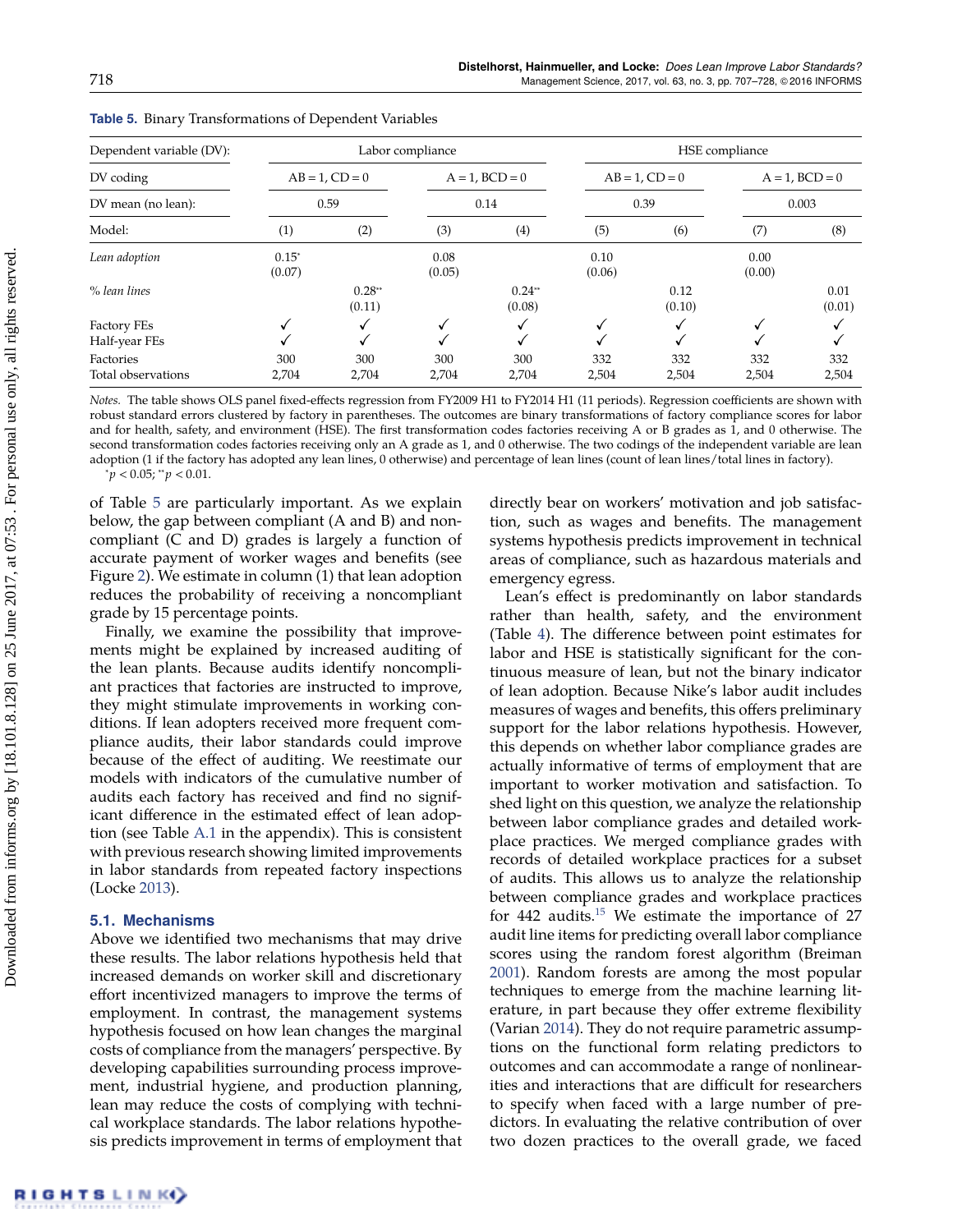**Table 5.** Binary Transformations of Dependent Variables

| Dependent variable (DV): | Labor compliance | | | | HSE compliance | | | |
|---|---|---|---|---|---|---|---|---|
| DV coding | AB = 1, CD = 0 | | A = 1, BCD = 0 | | AB = 1, CD = 0 | | A = 1, BCD = 0 | |
| DV mean (no lean): | 0.59 | | 0.14 | | 0.39 | | 0.003 | |
| Model: | (1) | (2) | (3) | (4) | (5) | (6) | (7) | (8) |
| *Lean adoption* | 0.15* (0.07) | | 0.08 (0.05) | | 0.10 (0.06) | | 0.00 (0.00) | |
| *% lean lines* | | 0.28** (0.11) | | 0.24** (0.08) | | 0.12 (0.10) | | 0.01 (0.01) |
| Factory FEs | ✓ | ✓ | ✓ | ✓ | ✓ | ✓ | ✓ | ✓ |
| Half-year FEs | ✓ | ✓ | ✓ | ✓ | ✓ | ✓ | ✓ | ✓ |
| Factories | 300 | 300 | 300 | 300 | 332 | 332 | 332 | 332 |
| Total observations | 2,704 | 2,704 | 2,704 | 2,704 | 2,504 | 2,504 | 2,504 | 2,504 |

*Notes.* The table shows OLS panel fixed-effects regression from FY2009 H1 to FY2014 H1 (11 periods). Regression coefficients are shown with robust standard errors clustered by factory in parentheses. The outcomes are binary transformations of factory compliance scores for labor and for health, safety, and environment (HSE). The first transformation codes factories receiving A or B grades as 1, and 0 otherwise. The second transformation codes factories receiving only an A grade as 1, and 0 otherwise. The two codings of the independent variable are lean adoption (1 if the factory has adopted any lean lines, 0 otherwise) and percentage of lean lines (count of lean lines/total lines in factory).
*$p < 0.05$; **$p < 0.01$.

of Table 5 are particularly important. As we explain below, the gap between compliant (A and B) and noncompliant (C and D) grades is largely a function of accurate payment of worker wages and benefits (see Figure 2). We estimate in column (1) that lean adoption reduces the probability of receiving a noncompliant grade by 15 percentage points.

Finally, we examine the possibility that improvements might be explained by increased auditing of the lean plants. Because audits identify noncompliant practices that factories are instructed to improve, they might stimulate improvements in working conditions. If lean adopters received more frequent compliance audits, their labor standards could improve because of the effect of auditing. We reestimate our models with indicators of the cumulative number of audits each factory has received and find no significant difference in the estimated effect of lean adoption (see Table A.1 in the appendix). This is consistent with previous research showing limited improvements in labor standards from repeated factory inspections (Locke 2013).

### 5.1. Mechanisms

Above we identified two mechanisms that may drive these results. The labor relations hypothesis held that increased demands on worker skill and discretionary effort incentivized managers to improve the terms of employment. In contrast, the management systems hypothesis focused on how lean changes the marginal costs of compliance from the managers' perspective. By developing capabilities surrounding process improvement, industrial hygiene, and production planning, lean may reduce the costs of complying with technical workplace standards. The labor relations hypothesis predicts improvement in terms of employment that directly bear on workers' motivation and job satisfaction, such as wages and benefits. The management systems hypothesis predicts improvement in technical areas of compliance, such as hazardous materials and emergency egress.

Lean's effect is predominantly on labor standards rather than health, safety, and the environment (Table 4). The difference between point estimates for labor and HSE is statistically significant for the continuous measure of lean, but not the binary indicator of lean adoption. Because Nike's labor audit includes measures of wages and benefits, this offers preliminary support for the labor relations hypothesis. However, this depends on whether labor compliance grades are actually informative of terms of employment that are important to worker motivation and satisfaction. To shed light on this question, we analyze the relationship between labor compliance grades and detailed workplace practices. We merged compliance grades with records of detailed workplace practices for a subset of audits. This allows us to analyze the relationship between compliance grades and workplace practices for 442 audits.[15] We estimate the importance of 27 audit line items for predicting overall labor compliance scores using the random forest algorithm (Breiman 2001). Random forests are among the most popular techniques to emerge from the machine learning literature, in part because they offer extreme flexibility (Varian 2014). They do not require parametric assumptions on the functional form relating predictors to outcomes and can accommodate a range of nonlinearities and interactions that are difficult for researchers to specify when faced with a large number of predictors. In evaluating the relative contribution of over two dozen practices to the overall grade, we faced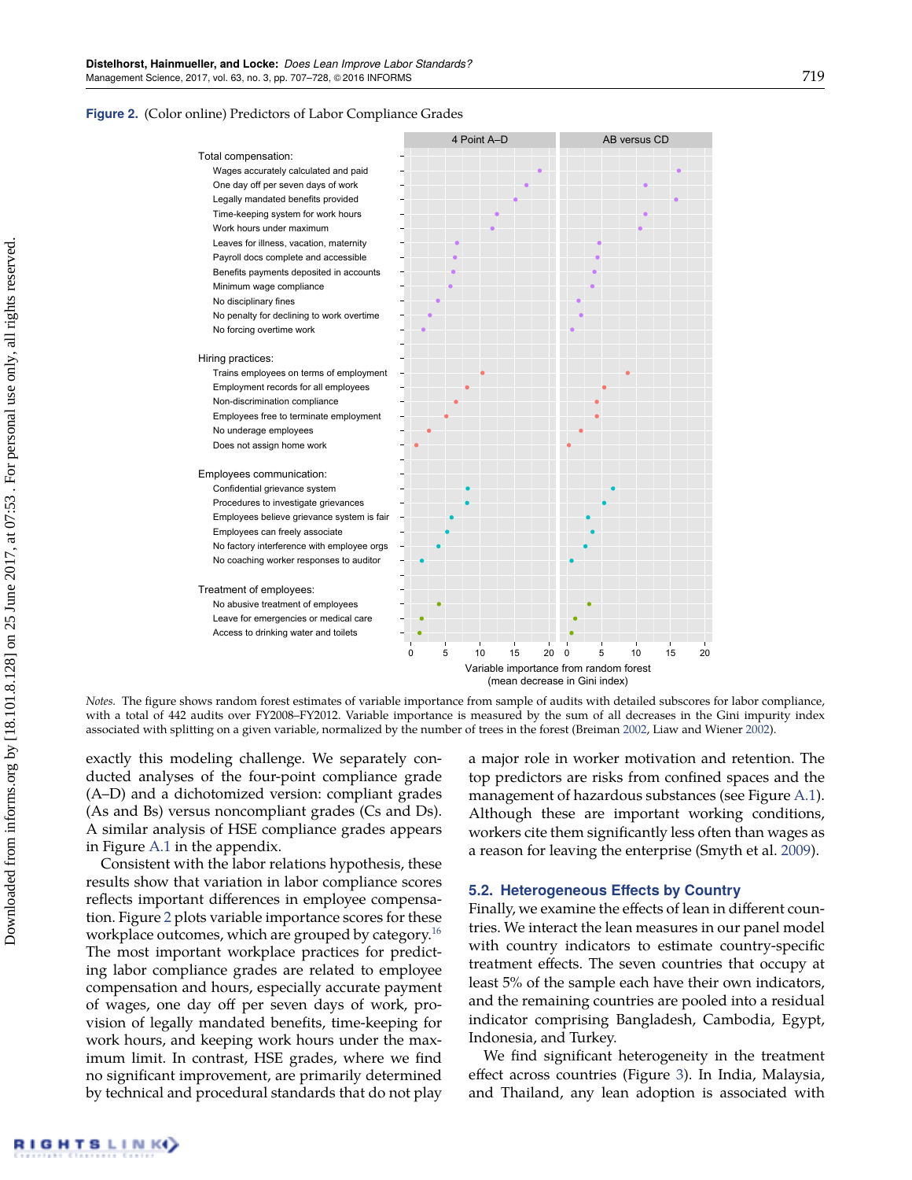**Figure 2.** (Color online) Predictors of Labor Compliance Grades

4 Point A–D

AB versus CD

Total compensation:
Wages accurately calculated and paid
One day off per seven days of work
Legally mandated benefits provided
Time-keeping system for work hours
Work hours under maximum
Leaves for illness, vacation, maternity
Payroll docs complete and accessible
Benefits payments deposited in accounts
Minimum wage compliance
No disciplinary fines
No penalty for declining to work overtime
No forcing overtime work

Hiring practices:
Trains employees on terms of employment
Employment records for all employees
Non-discrimination compliance
Employees free to terminate employment
No underage employees
Does not assign home work

Employees communication:
Confidential grievance system
Procedures to investigate grievances
Employees believe grievance system is fair
Employees can freely associate
No factory interference with employee orgs
No coaching worker responses to auditor

Treatment of employees:
No abusive treatment of employees
Leave for emergencies or medical care
Access to drinking water and toilets

0 5 10 15 20 0 5 10 15 20

Variable importance from random forest
(mean decrease in Gini index)

*Notes.* The figure shows random forest estimates of variable importance from sample of audits with detailed subscores for labor compliance, with a total of 442 audits over FY2008–FY2012. Variable importance is measured by the sum of all decreases in the Gini impurity index associated with splitting on a given variable, normalized by the number of trees in the forest (Breiman 2002, Liaw and Wiener 2002).

exactly this modeling challenge. We separately conducted analyses of the four-point compliance grade (A–D) and a dichotomized version: compliant grades (As and Bs) versus noncompliant grades (Cs and Ds). A similar analysis of HSE compliance grades appears in Figure A.1 in the appendix.

Consistent with the labor relations hypothesis, these results show that variation in labor compliance scores reflects important differences in employee compensation. Figure 2 plots variable importance scores for these workplace outcomes, which are grouped by category.[16] The most important workplace practices for predicting labor compliance grades are related to employee compensation and hours, especially accurate payment of wages, one day off per seven days of work, provision of legally mandated benefits, time-keeping for work hours, and keeping work hours under the maximum limit. In contrast, HSE grades, where we find no significant improvement, are primarily determined by technical and procedural standards that do not play a major role in worker motivation and retention. The top predictors are risks from confined spaces and the management of hazardous substances (see Figure A.1). Although these are important working conditions, workers cite them significantly less often than wages as a reason for leaving the enterprise (Smyth et al. 2009).

### 5.2. Heterogeneous Effects by Country

Finally, we examine the effects of lean in different countries. We interact the lean measures in our panel model with country indicators to estimate country-specific treatment effects. The seven countries that occupy at least 5% of the sample each have their own indicators, and the remaining countries are pooled into a residual indicator comprising Bangladesh, Cambodia, Egypt, Indonesia, and Turkey.

We find significant heterogeneity in the treatment effect across countries (Figure 3). In India, Malaysia, and Thailand, any lean adoption is associated with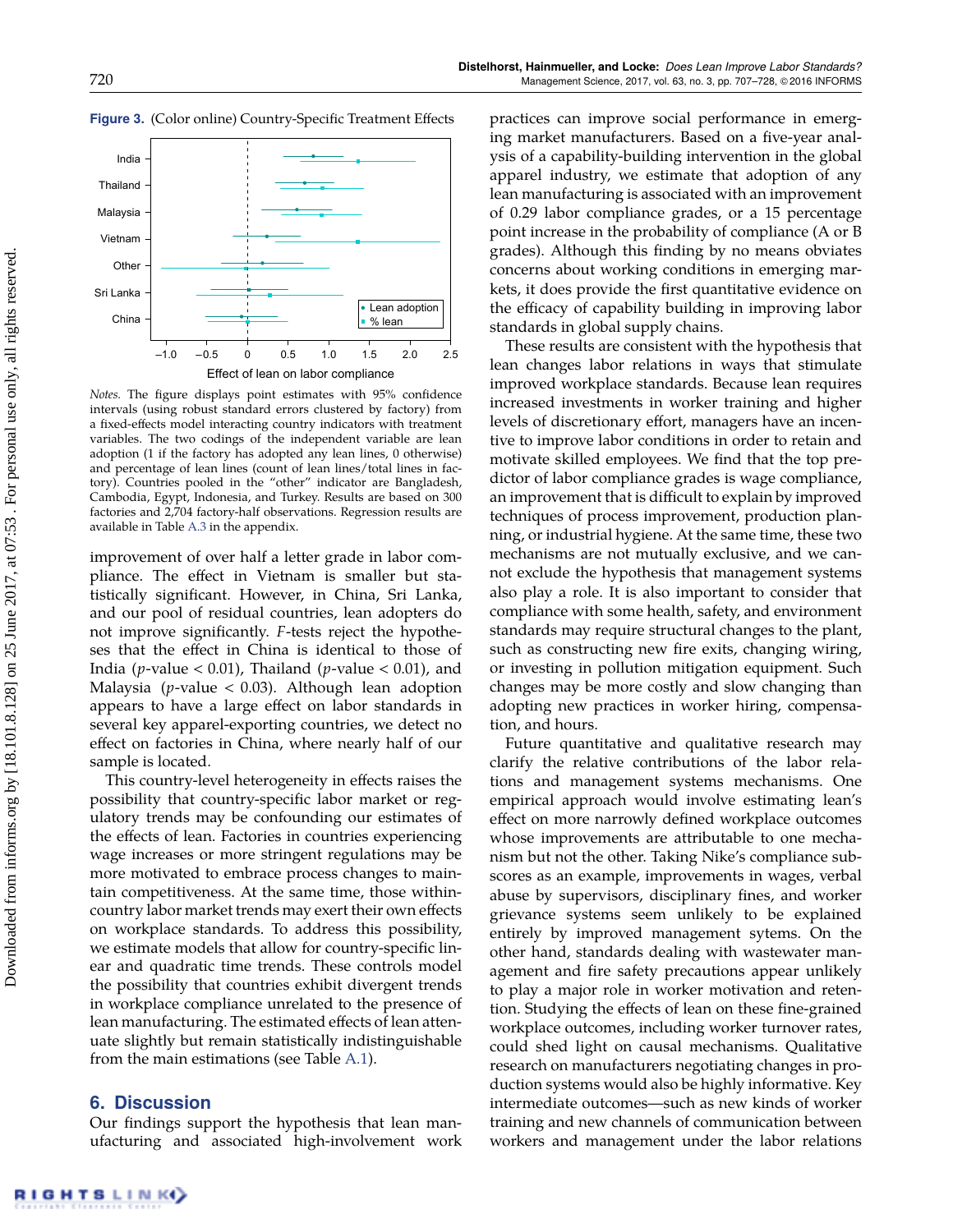**Figure 3.** (Color online) Country-Specific Treatment Effects

India
Thailand
Malaysia
Vietnam
Other
Sri Lanka
China

Lean adoption
% lean

−1.0 −0.5 0 0.5 1.0 1.5 2.0 2.5

Effect of lean on labor compliance

*Notes.* The figure displays point estimates with 95% confidence intervals (using robust standard errors clustered by factory) from a fixed-effects model interacting country indicators with treatment variables. The two codings of the independent variable are lean adoption (1 if the factory has adopted any lean lines, 0 otherwise) and percentage of lean lines (count of lean lines/total lines in factory). Countries pooled in the "other" indicator are Bangladesh, Cambodia, Egypt, Indonesia, and Turkey. Results are based on 300 factories and 2,704 factory-half observations. Regression results are available in Table A.3 in the appendix.

improvement of over half a letter grade in labor compliance. The effect in Vietnam is smaller but statistically significant. However, in China, Sri Lanka, and our pool of residual countries, lean adopters do not improve significantly. $F$-tests reject the hypotheses that the effect in China is identical to those of India ($p$-value $< 0.01$), Thailand ($p$-value $< 0.01$), and Malaysia ($p$-value $< 0.03$). Although lean adoption appears to have a large effect on labor standards in several key apparel-exporting countries, we detect no effect on factories in China, where nearly half of our sample is located.

This country-level heterogeneity in effects raises the possibility that country-specific labor market or regulatory trends may be confounding our estimates of the effects of lean. Factories in countries experiencing wage increases or more stringent regulations may be more motivated to embrace process changes to maintain competitiveness. At the same time, those within-country labor market trends may exert their own effects on workplace standards. To address this possibility, we estimate models that allow for country-specific linear and quadratic time trends. These controls model the possibility that countries exhibit divergent trends in workplace compliance unrelated to the presence of lean manufacturing. The estimated effects of lean attenuate slightly but remain statistically indistinguishable from the main estimations (see Table A.1).

## 6. Discussion

Our findings support the hypothesis that lean manufacturing and associated high-involvement work practices can improve social performance in emerging market manufacturers. Based on a five-year analysis of a capability-building intervention in the global apparel industry, we estimate that adoption of any lean manufacturing is associated with an improvement of 0.29 labor compliance grades, or a 15 percentage point increase in the probability of compliance (A or B grades). Although this finding by no means obviates concerns about working conditions in emerging markets, it does provide the first quantitative evidence on the efficacy of capability building in improving labor standards in global supply chains.

These results are consistent with the hypothesis that lean changes labor relations in ways that stimulate improved workplace standards. Because lean requires increased investments in worker training and higher levels of discretionary effort, managers have an incentive to improve labor conditions in order to retain and motivate skilled employees. We find that the top predictor of labor compliance grades is wage compliance, an improvement that is difficult to explain by improved techniques of process improvement, production planning, or industrial hygiene. At the same time, these two mechanisms are not mutually exclusive, and we cannot exclude the hypothesis that management systems also play a role. It is also important to consider that compliance with some health, safety, and environment standards may require structural changes to the plant, such as constructing new fire exits, changing wiring, or investing in pollution mitigation equipment. Such changes may be more costly and slow changing than adopting new practices in worker hiring, compensation, and hours.

Future quantitative and qualitative research may clarify the relative contributions of the labor relations and management systems mechanisms. One empirical approach would involve estimating lean's effect on more narrowly defined workplace outcomes whose improvements are attributable to one mechanism but not the other. Taking Nike's compliance subscores as an example, improvements in wages, verbal abuse by supervisors, disciplinary fines, and worker grievance systems seem unlikely to be explained entirely by improved management sytems. On the other hand, standards dealing with wastewater management and fire safety precautions appear unlikely to play a major role in worker motivation and retention. Studying the effects of lean on these fine-grained workplace outcomes, including worker turnover rates, could shed light on causal mechanisms. Qualitative research on manufacturers negotiating changes in production systems would also be highly informative. Key intermediate outcomes—such as new kinds of worker training and new channels of communication between workers and management under the labor relations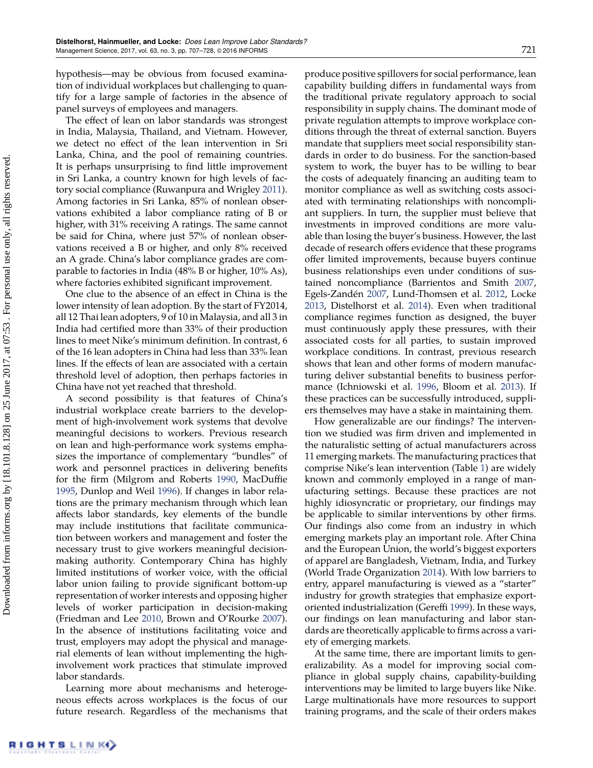hypothesis—may be obvious from focused examination of individual workplaces but challenging to quantify for a large sample of factories in the absence of panel surveys of employees and managers.

The effect of lean on labor standards was strongest in India, Malaysia, Thailand, and Vietnam. However, we detect no effect of the lean intervention in Sri Lanka, China, and the pool of remaining countries. It is perhaps unsurprising to find little improvement in Sri Lanka, a country known for high levels of factory social compliance (Ruwanpura and Wrigley 2011). Among factories in Sri Lanka, 85% of nonlean observations exhibited a labor compliance rating of B or higher, with 31% receiving A ratings. The same cannot be said for China, where just 57% of nonlean observations received a B or higher, and only 8% received an A grade. China's labor compliance grades are comparable to factories in India (48% B or higher, 10% As), where factories exhibited significant improvement.

One clue to the absence of an effect in China is the lower intensity of lean adoption. By the start of FY2014, all 12 Thai lean adopters, 9 of 10 in Malaysia, and all 3 in India had certified more than 33% of their production lines to meet Nike's minimum definition. In contrast, 6 of the 16 lean adopters in China had less than 33% lean lines. If the effects of lean are associated with a certain threshold level of adoption, then perhaps factories in China have not yet reached that threshold.

A second possibility is that features of China's industrial workplace create barriers to the development of high-involvement work systems that devolve meaningful decisions to workers. Previous research on lean and high-performance work systems emphasizes the importance of complementary "bundles" of work and personnel practices in delivering benefits for the firm (Milgrom and Roberts 1990, MacDuffie 1995, Dunlop and Weil 1996). If changes in labor relations are the primary mechanism through which lean affects labor standards, key elements of the bundle may include institutions that facilitate communication between workers and management and foster the necessary trust to give workers meaningful decision-making authority. Contemporary China has highly limited institutions of worker voice, with the official labor union failing to provide significant bottom-up representation of worker interests and opposing higher levels of worker participation in decision-making (Friedman and Lee 2010, Brown and O'Rourke 2007). In the absence of institutions facilitating voice and trust, employers may adopt the physical and managerial elements of lean without implementing the high-involvement work practices that stimulate improved labor standards.

Learning more about mechanisms and heterogeneous effects across workplaces is the focus of our future research. Regardless of the mechanisms that produce positive spillovers for social performance, lean capability building differs in fundamental ways from the traditional private regulatory approach to social responsibility in supply chains. The dominant mode of private regulation attempts to improve workplace conditions through the threat of external sanction. Buyers mandate that suppliers meet social responsibility standards in order to do business. For the sanction-based system to work, the buyer has to be willing to bear the costs of adequately financing an auditing team to monitor compliance as well as switching costs associated with terminating relationships with noncompliant suppliers. In turn, the supplier must believe that investments in improved conditions are more valuable than losing the buyer's business. However, the last decade of research offers evidence that these programs offer limited improvements, because buyers continue business relationships even under conditions of sustained noncompliance (Barrientos and Smith 2007, Egels-Zandén 2007, Lund-Thomsen et al. 2012, Locke 2013, Distelhorst et al. 2014). Even when traditional compliance regimes function as designed, the buyer must continuously apply these pressures, with their associated costs for all parties, to sustain improved workplace conditions. In contrast, previous research shows that lean and other forms of modern manufacturing deliver substantial benefits to business performance (Ichniowski et al. 1996, Bloom et al. 2013). If these practices can be successfully introduced, suppliers themselves may have a stake in maintaining them.

How generalizable are our findings? The intervention we studied was firm driven and implemented in the naturalistic setting of actual manufacturers across 11 emerging markets. The manufacturing practices that comprise Nike's lean intervention (Table 1) are widely known and commonly employed in a range of manufacturing settings. Because these practices are not highly idiosyncratic or proprietary, our findings may be applicable to similar interventions by other firms. Our findings also come from an industry in which emerging markets play an important role. After China and the European Union, the world's biggest exporters of apparel are Bangladesh, Vietnam, India, and Turkey (World Trade Organization 2014). With low barriers to entry, apparel manufacturing is viewed as a "starter" industry for growth strategies that emphasize export-oriented industrialization (Gereffi 1999). In these ways, our findings on lean manufacturing and labor standards are theoretically applicable to firms across a variety of emerging markets.

At the same time, there are important limits to generalizability. As a model for improving social compliance in global supply chains, capability-building interventions may be limited to large buyers like Nike. Large multinationals have more resources to support training programs, and the scale of their orders makes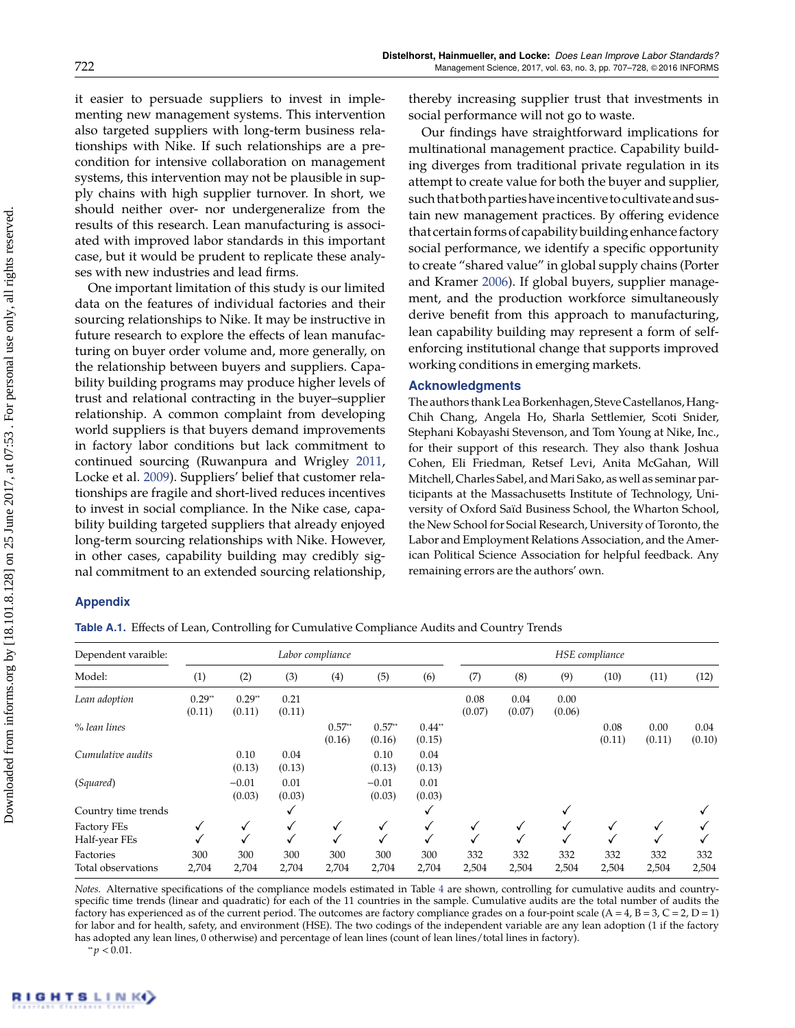it easier to persuade suppliers to invest in implementing new management systems. This intervention also targeted suppliers with long-term business relationships with Nike. If such relationships are a precondition for intensive collaboration on management systems, this intervention may not be plausible in supply chains with high supplier turnover. In short, we should neither over- nor undergeneralize from the results of this research. Lean manufacturing is associated with improved labor standards in this important case, but it would be prudent to replicate these analyses with new industries and lead firms.

One important limitation of this study is our limited data on the features of individual factories and their sourcing relationships to Nike. It may be instructive in future research to explore the effects of lean manufacturing on buyer order volume and, more generally, on the relationship between buyers and suppliers. Capability building programs may produce higher levels of trust and relational contracting in the buyer–supplier relationship. A common complaint from developing world suppliers is that buyers demand improvements in factory labor conditions but lack commitment to continued sourcing (Ruwanpura and Wrigley 2011, Locke et al. 2009). Suppliers' belief that customer relationships are fragile and short-lived reduces incentives to invest in social compliance. In the Nike case, capability building targeted suppliers that already enjoyed long-term sourcing relationships with Nike. However, in other cases, capability building may credibly signal commitment to an extended sourcing relationship, thereby increasing supplier trust that investments in social performance will not go to waste.

Our findings have straightforward implications for multinational management practice. Capability building diverges from traditional private regulation in its attempt to create value for both the buyer and supplier, such that both parties have incentive to cultivate and sustain new management practices. By offering evidence that certain forms of capability building enhance factory social performance, we identify a specific opportunity to create "shared value" in global supply chains (Porter and Kramer 2006). If global buyers, supplier management, and the production workforce simultaneously derive benefit from this approach to manufacturing, lean capability building may represent a form of self-enforcing institutional change that supports improved working conditions in emerging markets.

## Acknowledgments

The authors thank Lea Borkenhagen, Steve Castellanos, Hang-Chih Chang, Angela Ho, Sharla Settlemier, Scoti Snider, Stephani Kobayashi Stevenson, and Tom Young at Nike, Inc., for their support of this research. They also thank Joshua Cohen, Eli Friedman, Retsef Levi, Anita McGahan, Will Mitchell, Charles Sabel, and Mari Sako, as well as seminar participants at the Massachusetts Institute of Technology, University of Oxford Saïd Business School, the Wharton School, the New School for Social Research, University of Toronto, the Labor and Employment Relations Association, and the American Political Science Association for helpful feedback. Any remaining errors are the authors' own.

## Appendix

**Table A.1.** Effects of Lean, Controlling for Cumulative Compliance Audits and Country Trends

| Dependent varaible: | *Labor compliance* | | | | | | *HSE compliance* | | | | | |
|---|---|---|---|---|---|---|---|---|---|---|---|---|
| Model: | (1) | (2) | (3) | (4) | (5) | (6) | (7) | (8) | (9) | (10) | (11) | (12) |
| *Lean adoption* | 0.29** (0.11) | 0.29** (0.11) | 0.21 (0.11) | | | | 0.08 (0.07) | 0.04 (0.07) | 0.00 (0.06) | | | |
| *% lean lines* | | | | 0.57** (0.16) | 0.57** (0.16) | 0.44** (0.15) | | | | 0.08 (0.11) | 0.00 (0.11) | 0.04 (0.10) |
| *Cumulative audits* | | 0.10 (0.13) | 0.04 (0.13) | | 0.10 (0.13) | 0.04 (0.13) | | | | | | |
| *(Squared)* | | −0.01 (0.03) | 0.01 (0.03) | | −0.01 (0.03) | 0.01 (0.03) | | | | | | |
| Country time trends | | | ✓ | | | ✓ | | | ✓ | | | ✓ |
| Factory FEs | ✓ | ✓ | ✓ | ✓ | ✓ | ✓ | ✓ | ✓ | ✓ | ✓ | ✓ | ✓ |
| Half-year FEs | ✓ | ✓ | ✓ | ✓ | ✓ | ✓ | ✓ | ✓ | ✓ | ✓ | ✓ | ✓ |
| Factories | 300 | 300 | 300 | 300 | 300 | 300 | 332 | 332 | 332 | 332 | 332 | 332 |
| Total observations | 2,704 | 2,704 | 2,704 | 2,704 | 2,704 | 2,704 | 2,504 | 2,504 | 2,504 | 2,504 | 2,504 | 2,504 |

*Notes.* Alternative specifications of the compliance models estimated in Table 4 are shown, controlling for cumulative audits and country-specific time trends (linear and quadratic) for each of the 11 countries in the sample. Cumulative audits are the total number of audits the factory has experienced as of the current period. The outcomes are factory compliance grades on a four-point scale (A = 4, B = 3, C = 2, D = 1) for labor and for health, safety, and environment (HSE). The two codings of the independent variable are any lean adoption (1 if the factory has adopted any lean lines, 0 otherwise) and percentage of lean lines (count of lean lines/total lines in factory).

$^{**}p < 0.01$.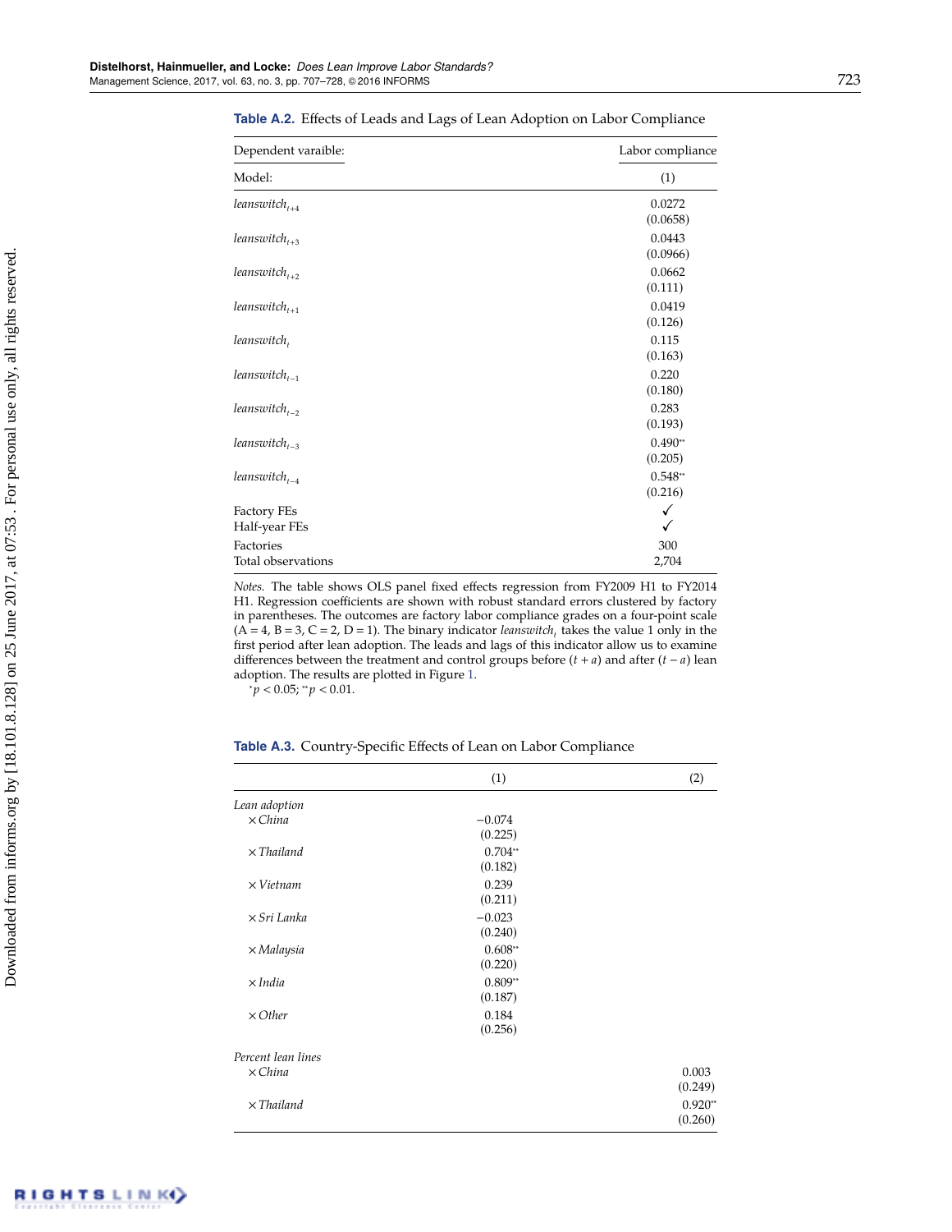**Table A.2.** Effects of Leads and Lags of Lean Adoption on Labor Compliance

| Dependent varaible: | Labor compliance |
|---|---|
| Model: | (1) |
| $leanswitch_{t+4}$ | 0.0272 |
| | (0.0658) |
| $leanswitch_{t+3}$ | 0.0443 |
| | (0.0966) |
| $leanswitch_{t+2}$ | 0.0662 |
| | (0.111) |
| $leanswitch_{t+1}$ | 0.0419 |
| | (0.126) |
| $leanswitch_{t}$ | 0.115 |
| | (0.163) |
| $leanswitch_{t-1}$ | 0.220 |
| | (0.180) |
| $leanswitch_{t-2}$ | 0.283 |
| | (0.193) |
| $leanswitch_{t-3}$ | 0.490** |
| | (0.205) |
| $leanswitch_{t-4}$ | 0.548** |
| | (0.216) |
| Factory FEs | ✓ |
| Half-year FEs | ✓ |
| Factories | 300 |
| Total observations | 2,704 |

*Notes.* The table shows OLS panel fixed effects regression from FY2009 H1 to FY2014 H1. Regression coefficients are shown with robust standard errors clustered by factory in parentheses. The outcomes are factory labor compliance grades on a four-point scale (A = 4, B = 3, C = 2, D = 1). The binary indicator $leanswitch_t$ takes the value 1 only in the first period after lean adoption. The leads and lags of this indicator allow us to examine differences between the treatment and control groups before $(t + a)$ and after $(t - a)$ lean adoption. The results are plotted in Figure 1.

\* $p < 0.05$; \*\* $p < 0.01$.

**Table A.3.** Country-Specific Effects of Lean on Labor Compliance

| | (1) | (2) |
|---|---|---|
| *Lean adoption* | | |
| ×*China* | −0.074 | |
| | (0.225) | |
| ×*Thailand* | 0.704** | |
| | (0.182) | |
| ×*Vietnam* | 0.239 | |
| | (0.211) | |
| ×*Sri Lanka* | −0.023 | |
| | (0.240) | |
| ×*Malaysia* | 0.608** | |
| | (0.220) | |
| ×*India* | 0.809** | |
| | (0.187) | |
| ×*Other* | 0.184 | |
| | (0.256) | |
| *Percent lean lines* | | |
| ×*China* | | 0.003 |
| | | (0.249) |
| ×*Thailand* | | 0.920** |
| | | (0.260) |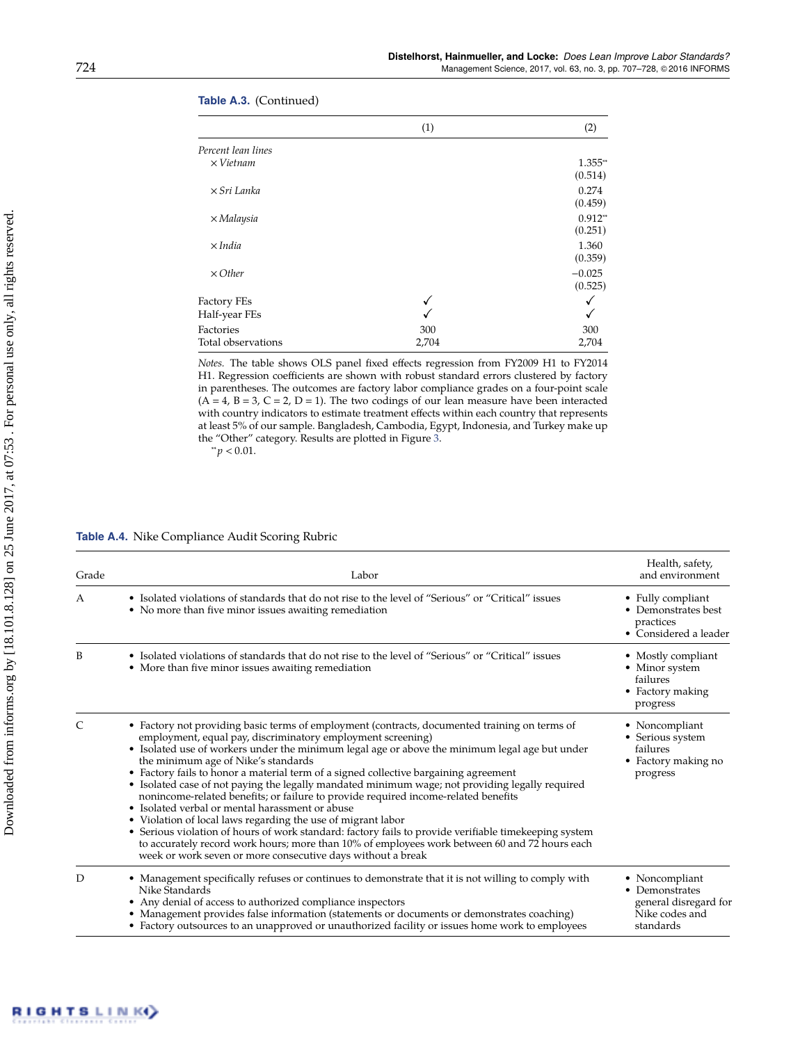**Table A.3.** (Continued)

| | (1) | (2) |
|---|---|---|
| *Percent lean lines* | | |
| × *Vietnam* | | 1.355** |
| | | (0.514) |
| × *Sri Lanka* | | 0.274 |
| | | (0.459) |
| × *Malaysia* | | 0.912** |
| | | (0.251) |
| × *India* | | 1.360 |
| | | (0.359) |
| × *Other* | | −0.025 |
| | | (0.525) |
| Factory FEs | ✓ | ✓ |
| Half-year FEs | ✓ | ✓ |
| Factories | 300 | 300 |
| Total observations | 2,704 | 2,704 |

*Notes.* The table shows OLS panel fixed effects regression from FY2009 H1 to FY2014 H1. Regression coefficients are shown with robust standard errors clustered by factory in parentheses. The outcomes are factory labor compliance grades on a four-point scale (A = 4, B = 3, C = 2, D = 1). The two codings of our lean measure have been interacted with country indicators to estimate treatment effects within each country that represents at least 5% of our sample. Bangladesh, Cambodia, Egypt, Indonesia, and Turkey make up the "Other" category. Results are plotted in Figure 3.

** $p < 0.01$.

**Table A.4.** Nike Compliance Audit Scoring Rubric

| Grade | Labor | Health, safety, and environment |
|---|---|---|
| A | • Isolated violations of standards that do not rise to the level of "Serious" or "Critical" issues<br>• No more than five minor issues awaiting remediation | • Fully compliant<br>• Demonstrates best practices<br>• Considered a leader |
| B | • Isolated violations of standards that do not rise to the level of "Serious" or "Critical" issues<br>• More than five minor issues awaiting remediation | • Mostly compliant<br>• Minor system failures<br>• Factory making progress |
| C | • Factory not providing basic terms of employment (contracts, documented training on terms of employment, equal pay, discriminatory employment screening)<br>• Isolated use of workers under the minimum legal age or above the minimum legal age but under the minimum age of Nike's standards<br>• Factory fails to honor a material term of a signed collective bargaining agreement<br>• Isolated case of not paying the legally mandated minimum wage; not providing legally required nonincome-related benefits; or failure to provide required income-related benefits<br>• Isolated verbal or mental harassment or abuse<br>• Violation of local laws regarding the use of migrant labor<br>• Serious violation of hours of work standard: factory fails to provide verifiable timekeeping system to accurately record work hours; more than 10% of employees work between 60 and 72 hours each week or work seven or more consecutive days without a break | • Noncompliant<br>• Serious system failures<br>• Factory making no progress |
| D | • Management specifically refuses or continues to demonstrate that it is not willing to comply with Nike Standards<br>• Any denial of access to authorized compliance inspectors<br>• Management provides false information (statements or documents or demonstrates coaching)<br>• Factory outsources to an unapproved or unauthorized facility or issues home work to employees | • Noncompliant<br>• Demonstrates general disregard for Nike codes and standards |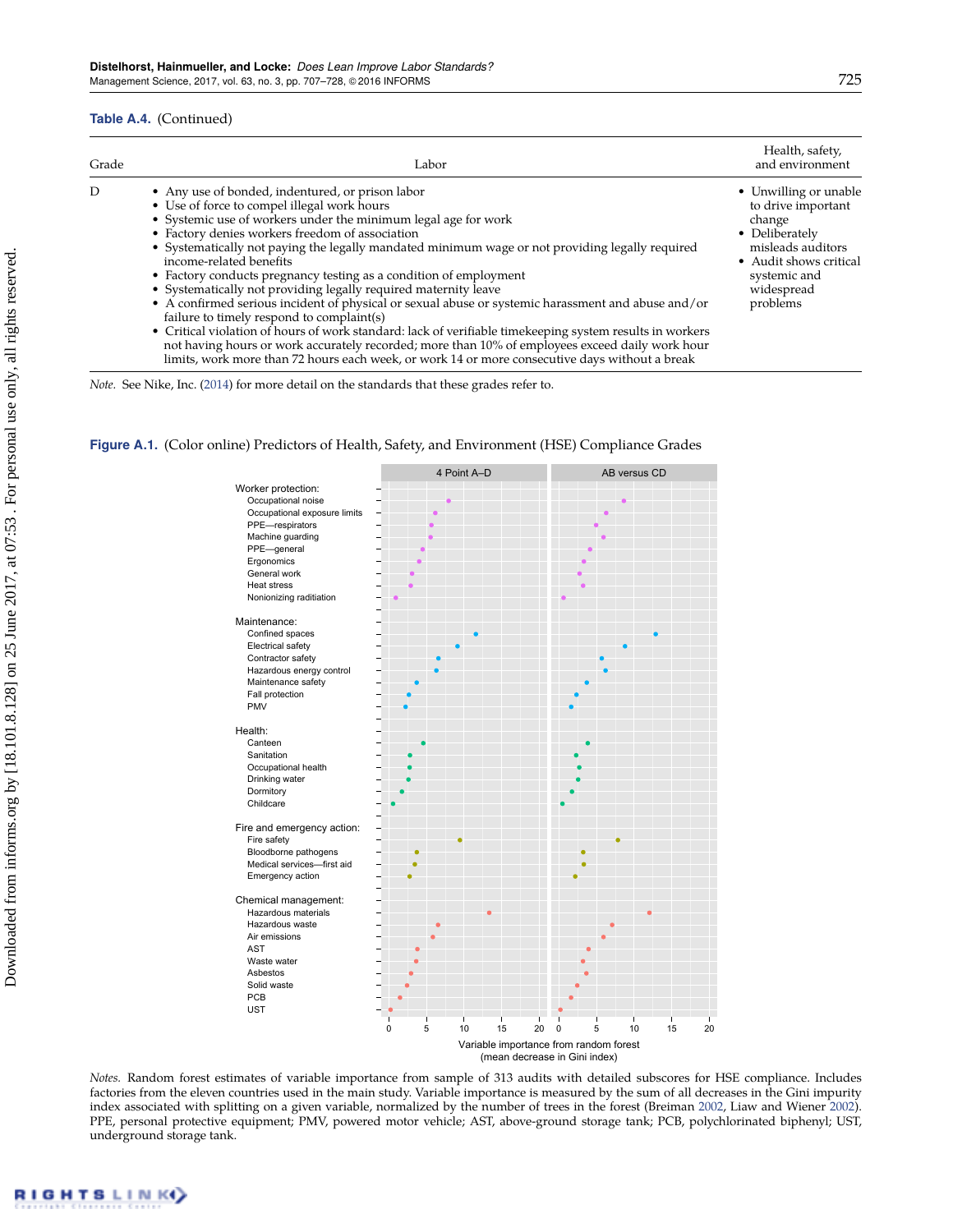**Table A.4.** (Continued)

| Grade | Labor | Health, safety, and environment |
|---|---|---|
| D | • Any use of bonded, indentured, or prison labor<br>• Use of force to compel illegal work hours<br>• Systemic use of workers under the minimum legal age for work<br>• Factory denies workers freedom of association<br>• Systematically not paying the legally mandated minimum wage or not providing legally required income-related benefits<br>• Factory conducts pregnancy testing as a condition of employment<br>• Systematically not providing legally required maternity leave<br>• A confirmed serious incident of physical or sexual abuse or systemic harassment and abuse and/or failure to timely respond to complaint(s)<br>• Critical violation of hours of work standard: lack of verifiable timekeeping system results in workers not having hours or work accurately recorded; more than 10% of employees exceed daily work hour limits, work more than 72 hours each week, or work 14 or more consecutive days without a break | • Unwilling or unable to drive important change<br>• Deliberately misleads auditors<br>• Audit shows critical systemic and widespread problems |

*Note.* See Nike, Inc. (2014) for more detail on the standards that these grades refer to.

**Figure A.1.** (Color online) Predictors of Health, Safety, and Environment (HSE) Compliance Grades

4 Point A–D
AB versus CD

Worker protection:
Occupational noise
Occupational exposure limits
PPE—respirators
Machine guarding
PPE—general
Ergonomics
General work
Heat stress
Nonionizing raditiation

Maintenance:
Confined spaces
Electrical safety
Contractor safety
Hazardous energy control
Maintenance safety
Fall protection
PMV

Health:
Canteen
Sanitation
Occupational health
Drinking water
Dormitory
Childcare

Fire and emergency action:
Fire safety
Bloodborne pathogens
Medical services—first aid
Emergency action

Chemical management:
Hazardous materials
Hazardous waste
Air emissions
AST
Waste water
Asbestos
Solid waste
PCB
UST

0 5 10 15 20
0 5 10 15 20

Variable importance from random forest
(mean decrease in Gini index)

*Notes.* Random forest estimates of variable importance from sample of 313 audits with detailed subscores for HSE compliance. Includes factories from the eleven countries used in the main study. Variable importance is measured by the sum of all decreases in the Gini impurity index associated with splitting on a given variable, normalized by the number of trees in the forest (Breiman 2002, Liaw and Wiener 2002). PPE, personal protective equipment; PMV, powered motor vehicle; AST, above-ground storage tank; PCB, polychlorinated biphenyl; UST, underground storage tank.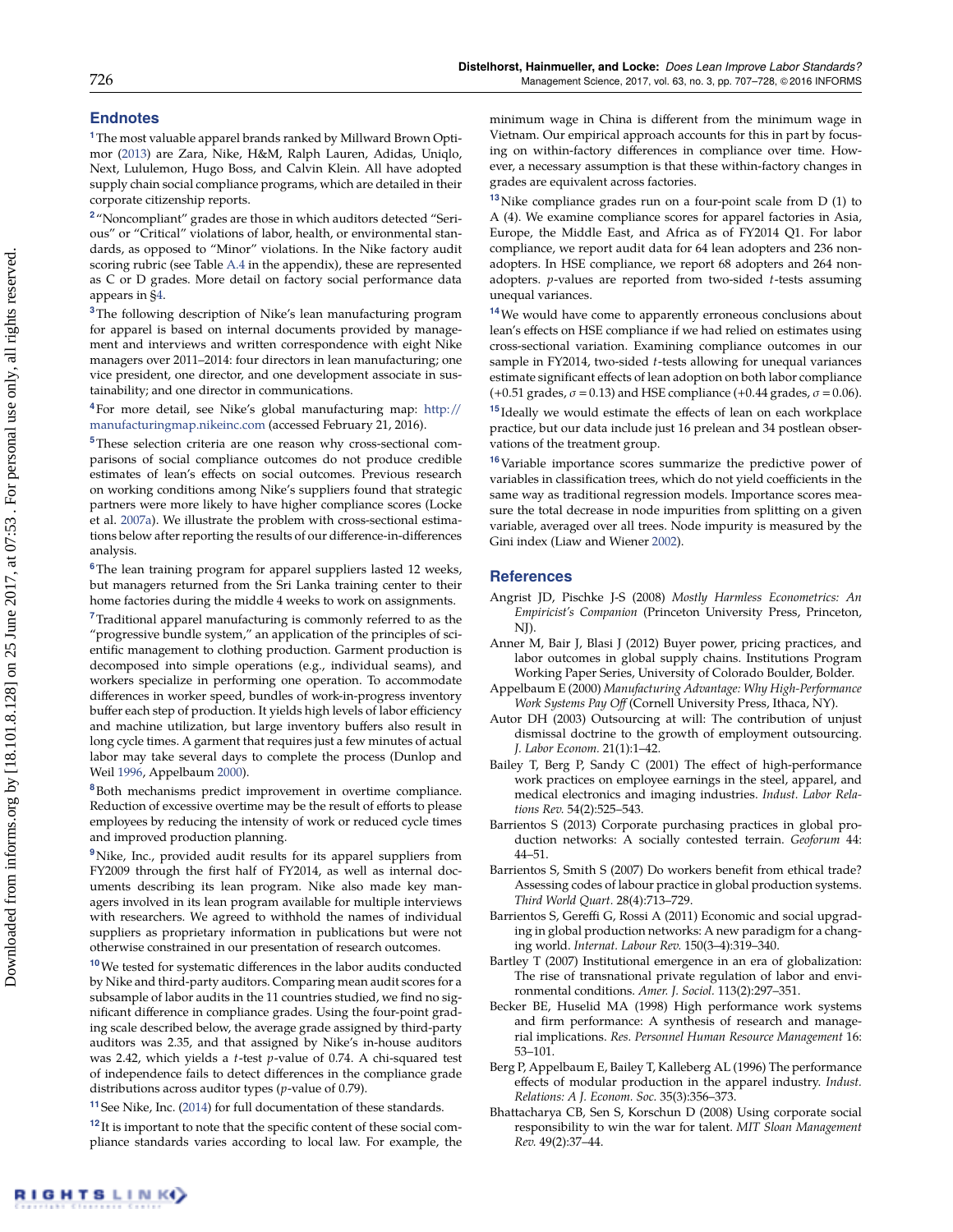## Endnotes

[1] The most valuable apparel brands ranked by Millward Brown Optimor (2013) are Zara, Nike, H&M, Ralph Lauren, Adidas, Uniqlo, Next, Lululemon, Hugo Boss, and Calvin Klein. All have adopted supply chain social compliance programs, which are detailed in their corporate citizenship reports.

[2] "Noncompliant" grades are those in which auditors detected "Serious" or "Critical" violations of labor, health, or environmental standards, as opposed to "Minor" violations. In the Nike factory audit scoring rubric (see Table A.4 in the appendix), these are represented as C or D grades. More detail on factory social performance data appears in §4.

[3] The following description of Nike's lean manufacturing program for apparel is based on internal documents provided by management and interviews and written correspondence with eight Nike managers over 2011–2014: four directors in lean manufacturing; one vice president, one director, and one development associate in sustainability; and one director in communications.

[4] For more detail, see Nike's global manufacturing map: http://manufacturingmap.nikeinc.com (accessed February 21, 2016).

[5] These selection criteria are one reason why cross-sectional comparisons of social compliance outcomes do not produce credible estimates of lean's effects on social outcomes. Previous research on working conditions among Nike's suppliers found that strategic partners were more likely to have higher compliance scores (Locke et al. 2007a). We illustrate the problem with cross-sectional estimations below after reporting the results of our difference-in-differences analysis.

[6] The lean training program for apparel suppliers lasted 12 weeks, but managers returned from the Sri Lanka training center to their home factories during the middle 4 weeks to work on assignments.

[7] Traditional apparel manufacturing is commonly referred to as the "progressive bundle system," an application of the principles of scientific management to clothing production. Garment production is decomposed into simple operations (e.g., individual seams), and workers specialize in performing one operation. To accommodate differences in worker speed, bundles of work-in-progress inventory buffer each step of production. It yields high levels of labor efficiency and machine utilization, but large inventory buffers also result in long cycle times. A garment that requires just a few minutes of actual labor may take several days to complete the process (Dunlop and Weil 1996, Appelbaum 2000).

[8] Both mechanisms predict improvement in overtime compliance. Reduction of excessive overtime may be the result of efforts to please employees by reducing the intensity of work or reduced cycle times and improved production planning.

[9] Nike, Inc., provided audit results for its apparel suppliers from FY2009 through the first half of FY2014, as well as internal documents describing its lean program. Nike also made key managers involved in its lean program available for multiple interviews with researchers. We agreed to withhold the names of individual suppliers as proprietary information in publications but were not otherwise constrained in our presentation of research outcomes.

[10] We tested for systematic differences in the labor audits conducted by Nike and third-party auditors. Comparing mean audit scores for a subsample of labor audits in the 11 countries studied, we find no significant difference in compliance grades. Using the four-point grading scale described below, the average grade assigned by third-party auditors was 2.35, and that assigned by Nike's in-house auditors was 2.42, which yields a $t$-test $p$-value of 0.74. A chi-squared test of independence fails to detect differences in the compliance grade distributions across auditor types ($p$-value of 0.79).

[11] See Nike, Inc. (2014) for full documentation of these standards.

[12] It is important to note that the specific content of these social compliance standards varies according to local law. For example, the minimum wage in China is different from the minimum wage in Vietnam. Our empirical approach accounts for this in part by focusing on within-factory differences in compliance over time. However, a necessary assumption is that these within-factory changes in grades are equivalent across factories.

[13] Nike compliance grades run on a four-point scale from D (1) to A (4). We examine compliance scores for apparel factories in Asia, Europe, the Middle East, and Africa as of FY2014 Q1. For labor compliance, we report audit data for 64 lean adopters and 236 nonadopters. In HSE compliance, we report 68 adopters and 264 nonadopters. $p$-values are reported from two-sided $t$-tests assuming unequal variances.

[14] We would have come to apparently erroneous conclusions about lean's effects on HSE compliance if we had relied on estimates using cross-sectional variation. Examining compliance outcomes in our sample in FY2014, two-sided $t$-tests allowing for unequal variances estimate significant effects of lean adoption on both labor compliance (+0.51 grades, $\sigma = 0.13$) and HSE compliance (+0.44 grades, $\sigma = 0.06$).

[15] Ideally we would estimate the effects of lean on each workplace practice, but our data include just 16 prelean and 34 postlean observations of the treatment group.

[16] Variable importance scores summarize the predictive power of variables in classification trees, which do not yield coefficients in the same way as traditional regression models. Importance scores measure the total decrease in node impurities from splitting on a given variable, averaged over all trees. Node impurity is measured by the Gini index (Liaw and Wiener 2002).

## References

Angrist JD, Pischke J-S (2008) *Mostly Harmless Econometrics: An Empiricist's Companion* (Princeton University Press, Princeton, NJ).

Anner M, Bair J, Blasi J (2012) Buyer power, pricing practices, and labor outcomes in global supply chains. Institutions Program Working Paper Series, University of Colorado Boulder, Bolder.

Appelbaum E (2000) *Manufacturing Advantage: Why High-Performance Work Systems Pay Off* (Cornell University Press, Ithaca, NY).

Autor DH (2003) Outsourcing at will: The contribution of unjust dismissal doctrine to the growth of employment outsourcing. *J. Labor Econom.* 21(1):1–42.

Bailey T, Berg P, Sandy C (2001) The effect of high-performance work practices on employee earnings in the steel, apparel, and medical electronics and imaging industries. *Indust. Labor Relations Rev.* 54(2):525–543.

Barrientos S (2013) Corporate purchasing practices in global production networks: A socially contested terrain. *Geoforum* 44: 44–51.

Barrientos S, Smith S (2007) Do workers benefit from ethical trade? Assessing codes of labour practice in global production systems. *Third World Quart.* 28(4):713–729.

Barrientos S, Gereffi G, Rossi A (2011) Economic and social upgrading in global production networks: A new paradigm for a changing world. *Internat. Labour Rev.* 150(3–4):319–340.

Bartley T (2007) Institutional emergence in an era of globalization: The rise of transnational private regulation of labor and environmental conditions. *Amer. J. Sociol.* 113(2):297–351.

Becker BE, Huselid MA (1998) High performance work systems and firm performance: A synthesis of research and managerial implications. *Res. Personnel Human Resource Management* 16: 53–101.

Berg P, Appelbaum E, Bailey T, Kalleberg AL (1996) The performance effects of modular production in the apparel industry. *Indust. Relations: A J. Econom. Soc.* 35(3):356–373.

Bhattacharya CB, Sen S, Korschun D (2008) Using corporate social responsibility to win the war for talent. *MIT Sloan Management Rev.* 49(2):37–44.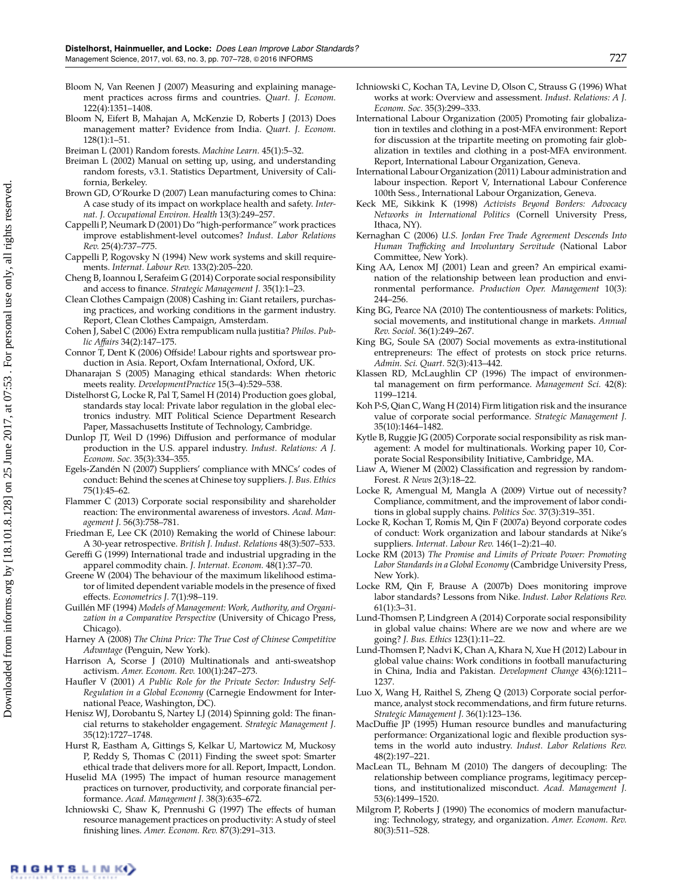Bloom N, Van Reenen J (2007) Measuring and explaining management practices across firms and countries. *Quart. J. Econom.* 122(4):1351–1408.

Bloom N, Eifert B, Mahajan A, McKenzie D, Roberts J (2013) Does management matter? Evidence from India. *Quart. J. Econom.* 128(1):1–51.

Breiman L (2001) Random forests. *Machine Learn.* 45(1):5–32.

Breiman L (2002) Manual on setting up, using, and understanding random forests, v3.1. Statistics Department, University of California, Berkeley.

Brown GD, O'Rourke D (2007) Lean manufacturing comes to China: A case study of its impact on workplace health and safety. *Internat. J. Occupational Environ. Health* 13(3):249–257.

Cappelli P, Neumark D (2001) Do "high-performance" work practices improve establishment-level outcomes? *Indust. Labor Relations Rev.* 25(4):737–775.

Cappelli P, Rogovsky N (1994) New work systems and skill requirements. *Internat. Labour Rev.* 133(2):205–220.

Cheng B, Ioannou I, Serafeim G (2014) Corporate social responsibility and access to finance. *Strategic Management J.* 35(1):1–23.

Clean Clothes Campaign (2008) Cashing in: Giant retailers, purchasing practices, and working conditions in the garment industry. Report, Clean Clothes Campaign, Amsterdam.

Cohen J, Sabel C (2006) Extra rempublicam nulla justitia? *Philos. Public Affairs* 34(2):147–175.

Connor T, Dent K (2006) Offside! Labour rights and sportswear production in Asia. Report, Oxfam International, Oxford, UK.

Dhanarajan S (2005) Managing ethical standards: When rhetoric meets reality. *DevelopmentPractice* 15(3–4):529–538.

Distelhorst G, Locke R, Pal T, Samel H (2014) Production goes global, standards stay local: Private labor regulation in the global electronics industry. MIT Political Science Department Research Paper, Massachusetts Institute of Technology, Cambridge.

Dunlop JT, Weil D (1996) Diffusion and performance of modular production in the U.S. apparel industry. *Indust. Relations: A J. Econom. Soc.* 35(3):334–355.

Egels-Zandén N (2007) Suppliers' compliance with MNCs' codes of conduct: Behind the scenes at Chinese toy suppliers. *J. Bus. Ethics* 75(1):45–62.

Flammer C (2013) Corporate social responsibility and shareholder reaction: The environmental awareness of investors. *Acad. Management J.* 56(3):758–781.

Friedman E, Lee CK (2010) Remaking the world of Chinese labour: A 30-year retrospective. *British J. Indust. Relations* 48(3):507–533.

Gereffi G (1999) International trade and industrial upgrading in the apparel commodity chain. *J. Internat. Econom.* 48(1):37–70.

Greene W (2004) The behaviour of the maximum likelihood estimator of limited dependent variable models in the presence of fixed effects. *Econometrics J.* 7(1):98–119.

Guillén MF (1994) *Models of Management: Work, Authority, and Organization in a Comparative Perspective* (University of Chicago Press, Chicago).

Harney A (2008) *The China Price: The True Cost of Chinese Competitive Advantage* (Penguin, New York).

Harrison A, Scorse J (2010) Multinationals and anti-sweatshop activism. *Amer. Econom. Rev.* 100(1):247–273.

Haufler V (2001) *A Public Role for the Private Sector: Industry Self-Regulation in a Global Economy* (Carnegie Endowment for International Peace, Washington, DC).

Henisz WJ, Dorobantu S, Nartey LJ (2014) Spinning gold: The financial returns to stakeholder engagement. *Strategic Management J.* 35(12):1727–1748.

Hurst R, Eastham A, Gittings S, Kelkar U, Martowicz M, Muckosy P, Reddy S, Thomas C (2011) Finding the sweet spot: Smarter ethical trade that delivers more for all. Report, Impactt, London.

Huselid MA (1995) The impact of human resource management practices on turnover, productivity, and corporate financial performance. *Acad. Management J.* 38(3):635–672.

Ichniowski C, Shaw K, Prennushi G (1997) The effects of human resource management practices on productivity: A study of steel finishing lines. *Amer. Econom. Rev.* 87(3):291–313.

Ichniowski C, Kochan TA, Levine D, Olson C, Strauss G (1996) What works at work: Overview and assessment. *Indust. Relations: A J. Econom. Soc.* 35(3):299–333.

International Labour Organization (2005) Promoting fair globalization in textiles and clothing in a post-MFA environment: Report for discussion at the tripartite meeting on promoting fair globalization in textiles and clothing in a post-MFA environment. Report, International Labour Organization, Geneva.

International Labour Organization (2011) Labour administration and labour inspection. Report V, International Labour Conference 100th Sess., International Labour Organization, Geneva.

Keck ME, Sikkink K (1998) *Activists Beyond Borders: Advocacy Networks in International Politics* (Cornell University Press, Ithaca, NY).

Kernaghan C (2006) *U.S. Jordan Free Trade Agreement Descends Into Human Trafficking and Involuntary Servitude* (National Labor Committee, New York).

King AA, Lenox MJ (2001) Lean and green? An empirical examination of the relationship between lean production and environmental performance. *Production Oper. Management* 10(3): 244–256.

King BG, Pearce NA (2010) The contentiousness of markets: Politics, social movements, and institutional change in markets. *Annual Rev. Sociol.* 36(1):249–267.

King BG, Soule SA (2007) Social movements as extra-institutional entrepreneurs: The effect of protests on stock price returns. *Admin. Sci. Quart.* 52(3):413–442.

Klassen RD, McLaughlin CP (1996) The impact of environmental management on firm performance. *Management Sci.* 42(8): 1199–1214.

Koh P-S, Qian C, Wang H (2014) Firm litigation risk and the insurance value of corporate social performance. *Strategic Management J.* 35(10):1464–1482.

Kytle B, Ruggie JG (2005) Corporate social responsibility as risk management: A model for multinationals. Working paper 10, Corporate Social Responsibility Initiative, Cambridge, MA.

Liaw A, Wiener M (2002) Classification and regression by randomForest. *R News* 2(3):18–22.

Locke R, Amengual M, Mangla A (2009) Virtue out of necessity? Compliance, commitment, and the improvement of labor conditions in global supply chains. *Politics Soc.* 37(3):319–351.

Locke R, Kochan T, Romis M, Qin F (2007a) Beyond corporate codes of conduct: Work organization and labour standards at Nike's suppliers. *Internat. Labour Rev.* 146(1–2):21–40.

Locke RM (2013) *The Promise and Limits of Private Power: Promoting Labor Standards in a Global Economy* (Cambridge University Press, New York).

Locke RM, Qin F, Brause A (2007b) Does monitoring improve labor standards? Lessons from Nike. *Indust. Labor Relations Rev.* 61(1):3–31.

Lund-Thomsen P, Lindgreen A (2014) Corporate social responsibility in global value chains: Where are we now and where are we going? *J. Bus. Ethics* 123(1):11–22.

Lund-Thomsen P, Nadvi K, Chan A, Khara N, Xue H (2012) Labour in global value chains: Work conditions in football manufacturing in China, India and Pakistan. *Development Change* 43(6):1211–1237.

Luo X, Wang H, Raithel S, Zheng Q (2013) Corporate social performance, analyst stock recommendations, and firm future returns. *Strategic Management J.* 36(1):123–136.

MacDuffie JP (1995) Human resource bundles and manufacturing performance: Organizational logic and flexible production systems in the world auto industry. *Indust. Labor Relations Rev.* 48(2):197–221.

MacLean TL, Behnam M (2010) The dangers of decoupling: The relationship between compliance programs, legitimacy perceptions, and institutionalized misconduct. *Acad. Management J.* 53(6):1499–1520.

Milgrom P, Roberts J (1990) The economics of modern manufacturing: Technology, strategy, and organization. *Amer. Econom. Rev.* 80(3):511–528.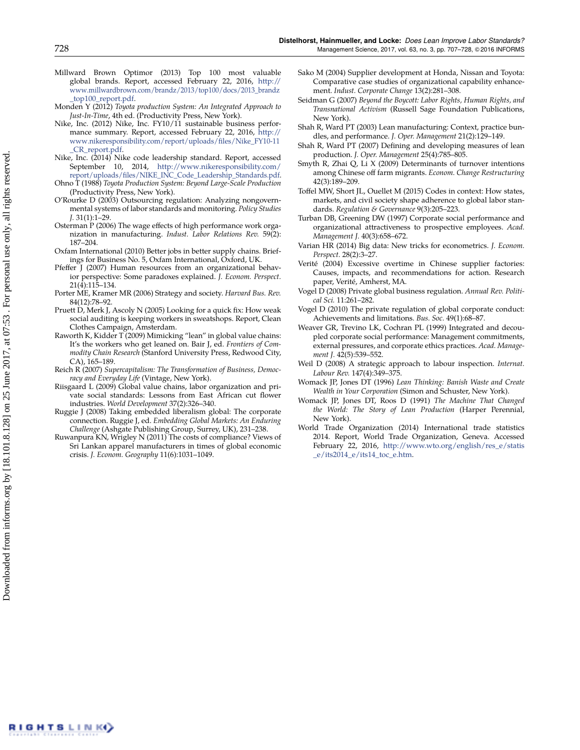Millward Brown Optimor (2013) Top 100 most valuable global brands. Report, accessed February 22, 2016, http://www.millwardbrown.com/brandz/2013/top100/docs/2013_brandz_top100_report.pdf.

Monden Y (2012) *Toyota production System: An Integrated Approach to Just-In-Time*, 4th ed. (Productivity Press, New York).

Nike, Inc. (2012) Nike, Inc. FY10/11 sustainable business performance summary. Report, accessed February 22, 2016, http://www.nikeresponsibility.com/report/uploads/files/Nike_FY10-11_CR_report.pdf.

Nike, Inc. (2014) Nike code leadership standard. Report, accessed September 10, 2014, http://www.nikeresponsibility.com/report/uploads/files/NIKE_INC_Code_Leadership_Standards.pdf.

Ohno T (1988) *Toyota Production System: Beyond Large-Scale Production* (Productivity Press, New York).

O'Rourke D (2003) Outsourcing regulation: Analyzing nongovernmental systems of labor standards and monitoring. *Policy Studies J.* 31(1):1–29.

Osterman P (2006) The wage effects of high performance work organization in manufacturing. *Indust. Labor Relations Rev.* 59(2):187–204.

Oxfam International (2010) Better jobs in better supply chains. Briefings for Business No. 5, Oxfam International, Oxford, UK.

Pfeffer J (2007) Human resources from an organizational behavior perspective: Some paradoxes explained. *J. Econom. Perspect.* 21(4):115–134.

Porter ME, Kramer MR (2006) Strategy and society. *Harvard Bus. Rev.* 84(12):78–92.

Pruett D, Merk J, Ascoly N (2005) Looking for a quick fix: How weak social auditing is keeping workers in sweatshops. Report, Clean Clothes Campaign, Amsterdam.

Raworth K, Kidder T (2009) Mimicking "lean" in global value chains: It's the workers who get leaned on. Bair J, ed. *Frontiers of Commodity Chain Research* (Stanford University Press, Redwood City, CA), 165–189.

Reich R (2007) *Supercapitalism: The Transformation of Business, Democracy and Everyday Life* (Vintage, New York).

Riisgaard L (2009) Global value chains, labor organization and private social standards: Lessons from East African cut flower industries. *World Development* 37(2):326–340.

Ruggie J (2008) Taking embedded liberalism global: The corporate connection. Ruggie J, ed. *Embedding Global Markets: An Enduring Challenge* (Ashgate Publishing Group, Surrey, UK), 231–238.

Ruwanpura KN, Wrigley N (2011) The costs of compliance? Views of Sri Lankan apparel manufacturers in times of global economic crisis. *J. Econom. Geography* 11(6):1031–1049.

Sako M (2004) Supplier development at Honda, Nissan and Toyota: Comparative case studies of organizational capability enhancement. *Indust. Corporate Change* 13(2):281–308.

Seidman G (2007) *Beyond the Boycott: Labor Rights, Human Rights, and Transnational Activism* (Russell Sage Foundation Publications, New York).

Shah R, Ward PT (2003) Lean manufacturing: Context, practice bundles, and performance. *J. Oper. Management* 21(2):129–149.

Shah R, Ward PT (2007) Defining and developing measures of lean production. *J. Oper. Management* 25(4):785–805.

Smyth R, Zhai Q, Li X (2009) Determinants of turnover intentions among Chinese off farm migrants. *Econom. Change Restructuring* 42(3):189–209.

Toffel MW, Short JL, Ouellet M (2015) Codes in context: How states, markets, and civil society shape adherence to global labor standards. *Regulation & Governance* 9(3):205–223.

Turban DB, Greening DW (1997) Corporate social performance and organizational attractiveness to prospective employees. *Acad. Management J.* 40(3):658–672.

Varian HR (2014) Big data: New tricks for econometrics. *J. Econom. Perspect.* 28(2):3–27.

Verité (2004) Excessive overtime in Chinese supplier factories: Causes, impacts, and recommendations for action. Research paper, Verité, Amherst, MA.

Vogel D (2008) Private global business regulation. *Annual Rev. Political Sci.* 11:261–282.

Vogel D (2010) The private regulation of global corporate conduct: Achievements and limitations. *Bus. Soc.* 49(1):68–87.

Weaver GR, Trevino LK, Cochran PL (1999) Integrated and decoupled corporate social performance: Management commitments, external pressures, and corporate ethics practices. *Acad. Management J.* 42(5):539–552.

Weil D (2008) A strategic approach to labour inspection. *Internat. Labour Rev.* 147(4):349–375.

Womack JP, Jones DT (1996) *Lean Thinking: Banish Waste and Create Wealth in Your Corporation* (Simon and Schuster, New York).

Womack JP, Jones DT, Roos D (1991) *The Machine That Changed the World: The Story of Lean Production* (Harper Perennial, New York).

World Trade Organization (2014) International trade statistics 2014. Report, World Trade Organization, Geneva. Accessed February 22, 2016, http://www.wto.org/english/res_e/statis_e/its2014_e/its14_toc_e.htm.